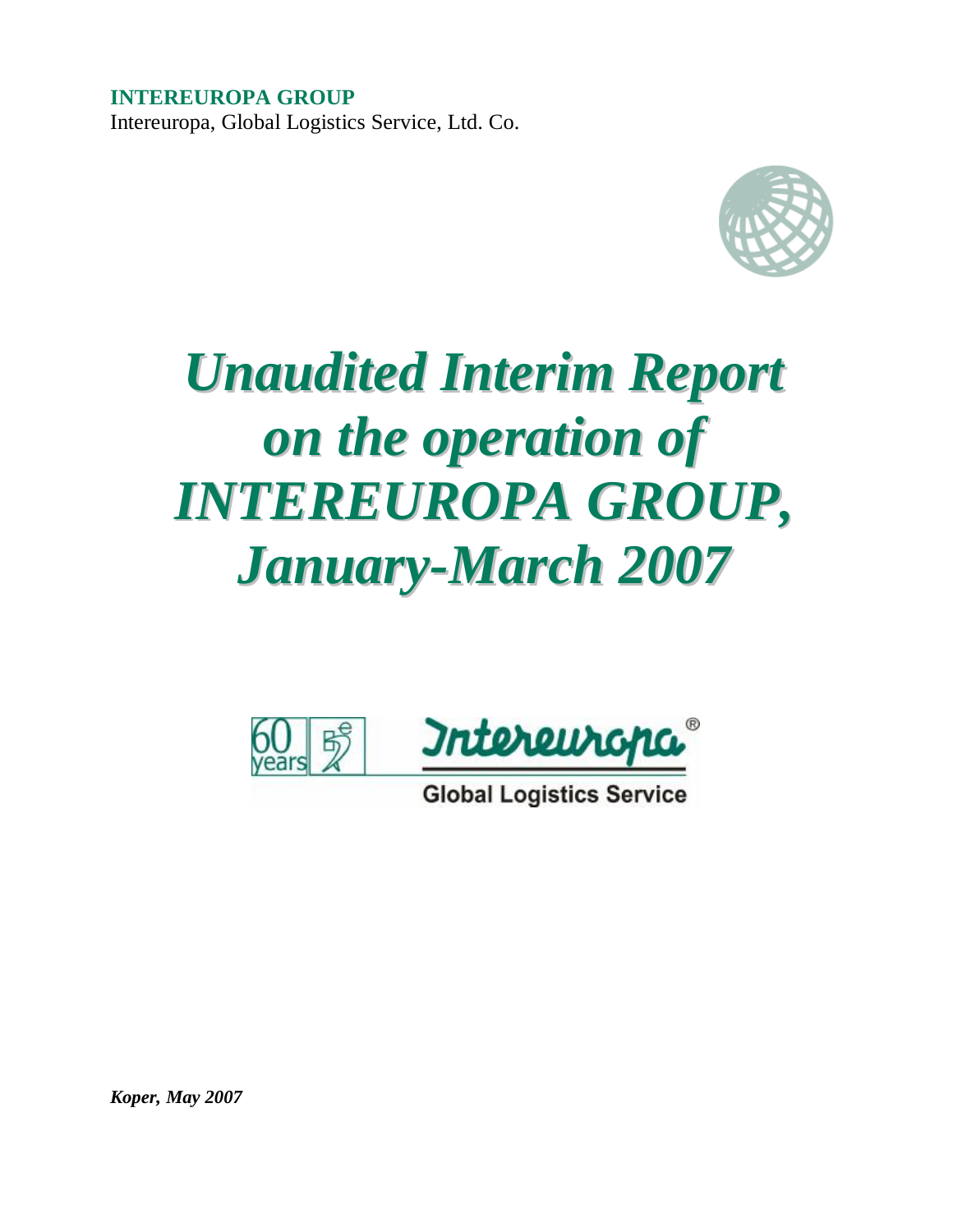**INTEREUROPA GROUP**
Intereuropa, Global Logistics Service, Ltd. Co.

# *Unaudited Interim Report on the operation of INTEREUROPA GROUP, January-March 2007*

Global Logistics Service

***Koper, May 2007***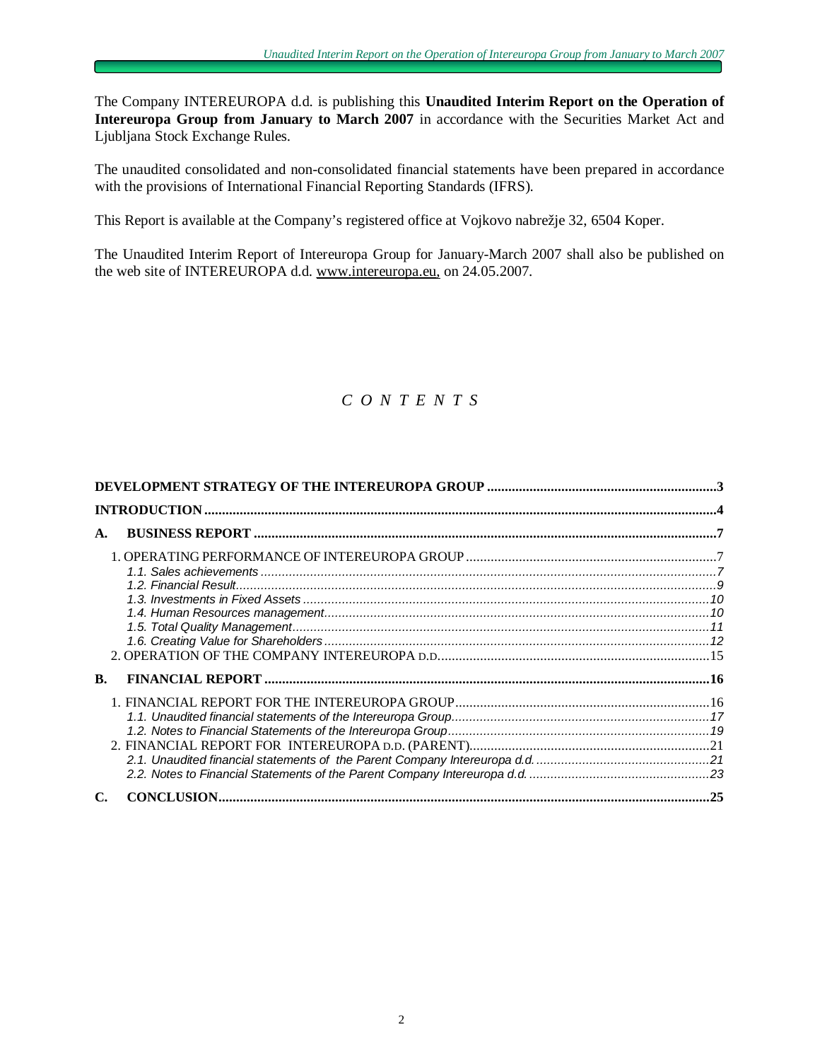The Company INTEREUROPA d.d. is publishing this **Unaudited Interim Report on the Operation of Intereuropa Group from January to March 2007** in accordance with the Securities Market Act and Ljubljana Stock Exchange Rules.

The unaudited consolidated and non-consolidated financial statements have been prepared in accordance with the provisions of International Financial Reporting Standards (IFRS).

This Report is available at the Company's registered office at Vojkovo nabrežje 32, 6504 Koper.

The Unaudited Interim Report of Intereuropa Group for January-March 2007 shall also be published on the web site of INTEREUROPA d.d. www.intereuropa.eu, on 24.05.2007.

*C O N T E N T S*

**DEVELOPMENT STRATEGY OF THE INTEREUROPA GROUP** .....3

**INTRODUCTION** .....4

**A. BUSINESS REPORT** .....7

1. OPERATING PERFORMANCE OF INTEREUROPA GROUP .....7
   - *1.1. Sales achievements* .....7
   - *1.2. Financial Result* .....9
   - *1.3. Investments in Fixed Assets* .....10
   - *1.4. Human Resources management* .....10
   - *1.5. Total Quality Management* .....11
   - *1.6. Creating Value for Shareholders* .....12
2. OPERATION OF THE COMPANY INTEREUROPA D.D. .....15

**B. FINANCIAL REPORT** .....16

1. FINANCIAL REPORT FOR THE INTEREUROPA GROUP .....16
   - *1.1. Unaudited financial statements of the Intereuropa Group* .....17
   - *1.2. Notes to Financial Statements of the Intereuropa Group* .....19
2. FINANCIAL REPORT FOR INTEREUROPA D.D. (PARENT) .....21
   - *2.1. Unaudited financial statements of the Parent Company Intereuropa d.d.* .....21
   - *2.2. Notes to Financial Statements of the Parent Company Intereuropa d.d.* .....23

**C. CONCLUSION** .....25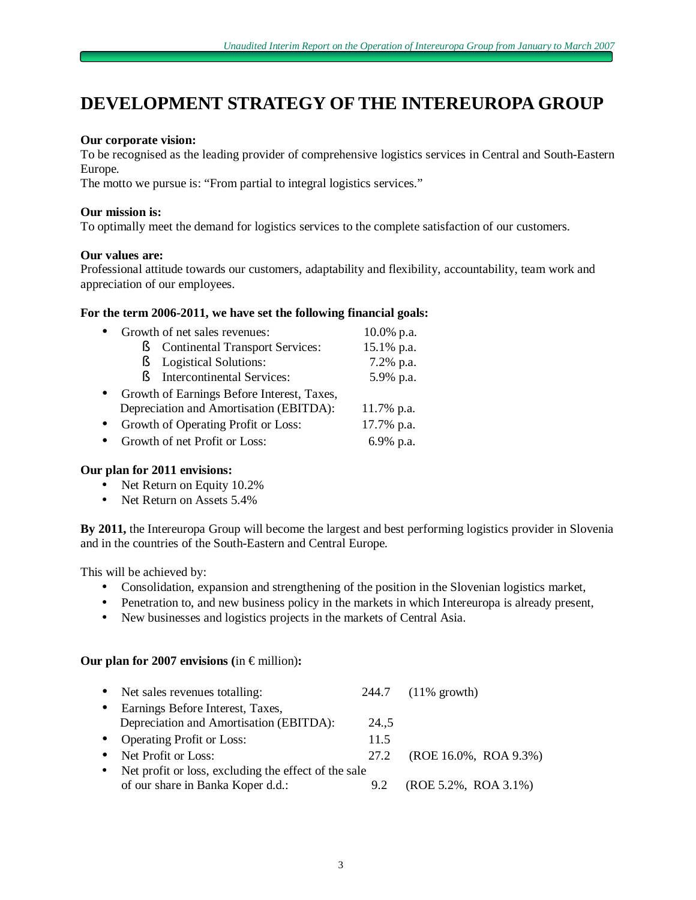# DEVELOPMENT STRATEGY OF THE INTEREUROPA GROUP

**Our corporate vision:**
To be recognised as the leading provider of comprehensive logistics services in Central and South-Eastern Europe.
The motto we pursue is: "From partial to integral logistics services."

**Our mission is:**
To optimally meet the demand for logistics services to the complete satisfaction of our customers.

**Our values are:**
Professional attitude towards our customers, adaptability and flexibility, accountability, team work and appreciation of our employees.

**For the term 2006-2011, we have set the following financial goals:**

- Growth of net sales revenues: 10.0% p.a.
  - Continental Transport Services: 15.1% p.a.
  - Logistical Solutions: 7.2% p.a.
  - Intercontinental Services: 5.9% p.a.
- Growth of Earnings Before Interest, Taxes, Depreciation and Amortisation (EBITDA): 11.7% p.a.
- Growth of Operating Profit or Loss: 17.7% p.a.
- Growth of net Profit or Loss: 6.9% p.a.

**Our plan for 2011 envisions:**

- Net Return on Equity 10.2%
- Net Return on Assets 5.4%

**By 2011,** the Intereuropa Group will become the largest and best performing logistics provider in Slovenia and in the countries of the South-Eastern and Central Europe.

This will be achieved by:

- Consolidation, expansion and strengthening of the position in the Slovenian logistics market,
- Penetration to, and new business policy in the markets in which Intereuropa is already present,
- New businesses and logistics projects in the markets of Central Asia.

**Our plan for 2007 envisions (**in € million**):**

- Net sales revenues totalling: 244.7 (11% growth)
- Earnings Before Interest, Taxes, Depreciation and Amortisation (EBITDA): 24.,5
- Operating Profit or Loss: 11.5
- Net Profit or Loss: 27.2 (ROE 16.0%, ROA 9.3%)
- Net profit or loss, excluding the effect of the sale of our share in Banka Koper d.d.: 9.2 (ROE 5.2%, ROA 3.1%)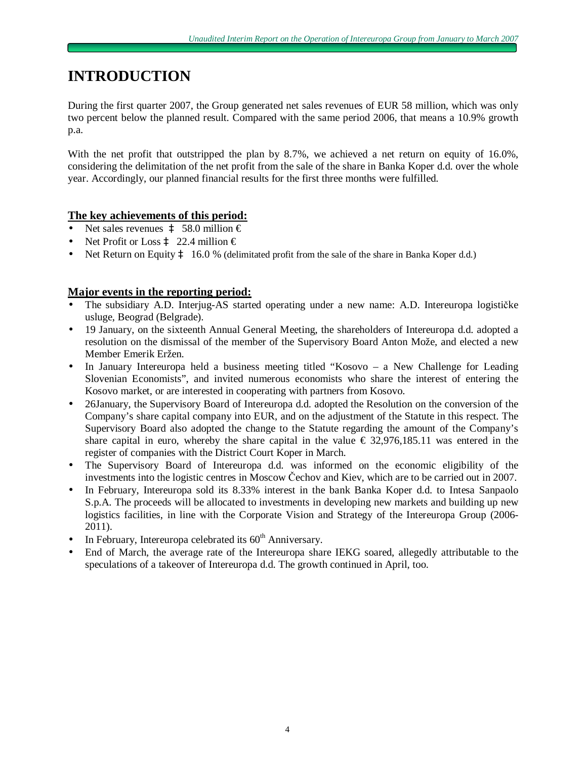# INTRODUCTION

During the first quarter 2007, the Group generated net sales revenues of EUR 58 million, which was only two percent below the planned result. Compared with the same period 2006, that means a 10.9% growth p.a.

With the net profit that outstripped the plan by 8.7%, we achieved a net return on equity of 16.0%, considering the delimitation of the net profit from the sale of the share in Banka Koper d.d. over the whole year. Accordingly, our planned financial results for the first three months were fulfilled.

## The key achievements of this period:

- Net sales revenues ‡ 58.0 million €
- Net Profit or Loss ‡ 22.4 million €
- Net Return on Equity ‡ 16.0 % (delimitated profit from the sale of the share in Banka Koper d.d.)

## Major events in the reporting period:

- The subsidiary A.D. Interjug-AS started operating under a new name: A.D. Intereuropa logističke usluge, Beograd (Belgrade).
- 19 January, on the sixteenth Annual General Meeting, the shareholders of Intereuropa d.d. adopted a resolution on the dismissal of the member of the Supervisory Board Anton Može, and elected a new Member Emerik Eržen.
- In January Intereuropa held a business meeting titled "Kosovo – a New Challenge for Leading Slovenian Economists", and invited numerous economists who share the interest of entering the Kosovo market, or are interested in cooperating with partners from Kosovo.
- 26January, the Supervisory Board of Intereuropa d.d. adopted the Resolution on the conversion of the Company's share capital company into EUR, and on the adjustment of the Statute in this respect. The Supervisory Board also adopted the change to the Statute regarding the amount of the Company's share capital in euro, whereby the share capital in the value € 32,976,185.11 was entered in the register of companies with the District Court Koper in March.
- The Supervisory Board of Intereuropa d.d. was informed on the economic eligibility of the investments into the logistic centres in Moscow Čechov and Kiev, which are to be carried out in 2007.
- In February, Intereuropa sold its 8.33% interest in the bank Banka Koper d.d. to Intesa Sanpaolo S.p.A. The proceeds will be allocated to investments in developing new markets and building up new logistics facilities, in line with the Corporate Vision and Strategy of the Intereuropa Group (2006-2011).
- In February, Intereuropa celebrated its 60th Anniversary.
- End of March, the average rate of the Intereuropa share IEKG soared, allegedly attributable to the speculations of a takeover of Intereuropa d.d. The growth continued in April, too.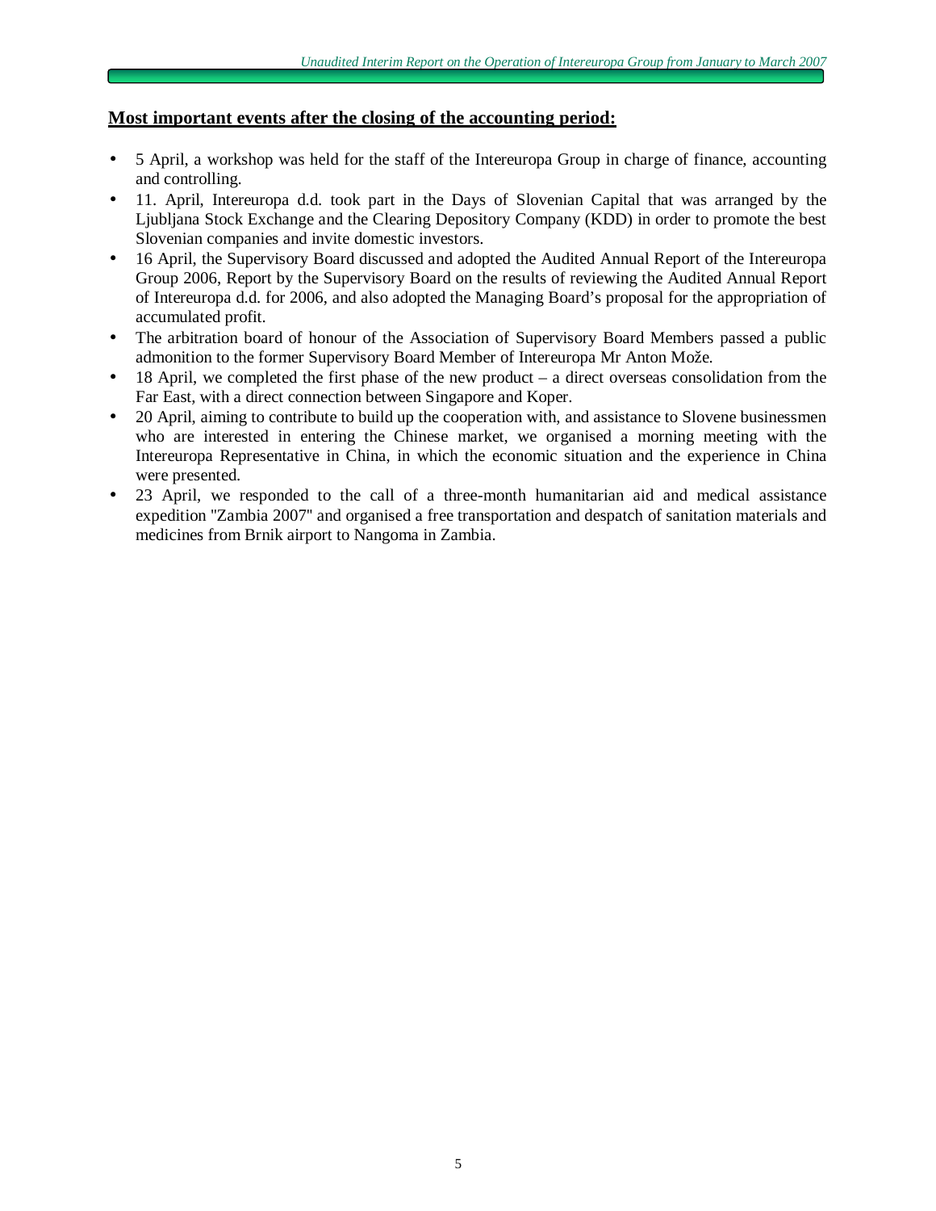## **Most important events after the closing of the accounting period:**

- 5 April, a workshop was held for the staff of the Intereuropa Group in charge of finance, accounting and controlling.
- 11. April, Intereuropa d.d. took part in the Days of Slovenian Capital that was arranged by the Ljubljana Stock Exchange and the Clearing Depository Company (KDD) in order to promote the best Slovenian companies and invite domestic investors.
- 16 April, the Supervisory Board discussed and adopted the Audited Annual Report of the Intereuropa Group 2006, Report by the Supervisory Board on the results of reviewing the Audited Annual Report of Intereuropa d.d. for 2006, and also adopted the Managing Board's proposal for the appropriation of accumulated profit.
- The arbitration board of honour of the Association of Supervisory Board Members passed a public admonition to the former Supervisory Board Member of Intereuropa Mr Anton Može.
- 18 April, we completed the first phase of the new product – a direct overseas consolidation from the Far East, with a direct connection between Singapore and Koper.
- 20 April, aiming to contribute to build up the cooperation with, and assistance to Slovene businessmen who are interested in entering the Chinese market, we organised a morning meeting with the Intereuropa Representative in China, in which the economic situation and the experience in China were presented.
- 23 April, we responded to the call of a three-month humanitarian aid and medical assistance expedition "Zambia 2007" and organised a free transportation and despatch of sanitation materials and medicines from Brnik airport to Nangoma in Zambia.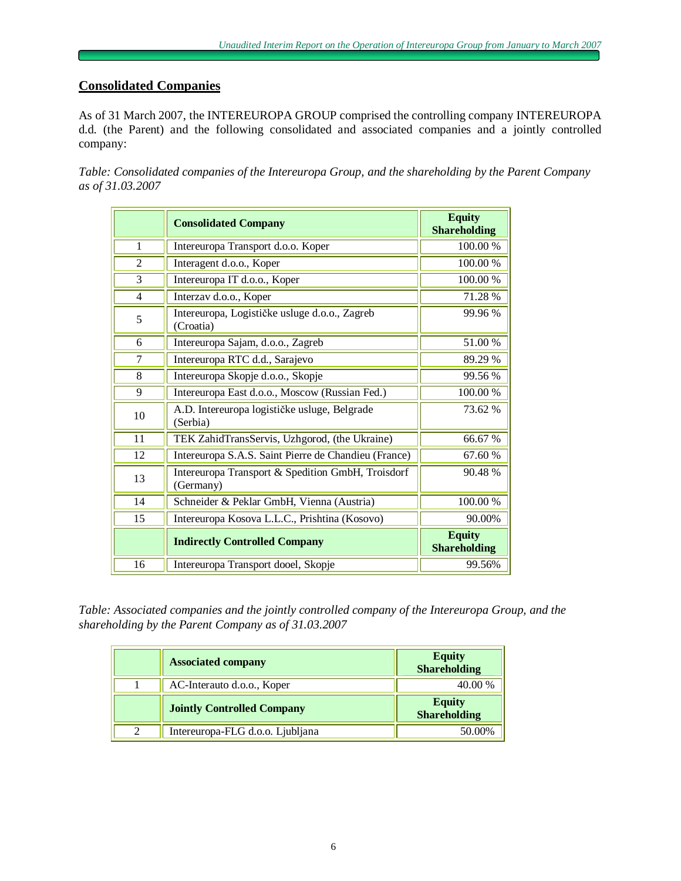## Consolidated Companies

As of 31 March 2007, the INTEREUROPA GROUP comprised the controlling company INTEREUROPA d.d. (the Parent) and the following consolidated and associated companies and a jointly controlled company:

*Table: Consolidated companies of the Intereuropa Group, and the shareholding by the Parent Company as of 31.03.2007*

| | **Consolidated Company** | **Equity Shareholding** |
|---|---|---|
| 1 | Intereuropa Transport d.o.o. Koper | 100.00 % |
| 2 | Interagent d.o.o., Koper | 100.00 % |
| 3 | Intereuropa IT d.o.o., Koper | 100.00 % |
| 4 | Interzav d.o.o., Koper | 71.28 % |
| 5 | Intereuropa, Logističke usluge d.o.o., Zagreb (Croatia) | 99.96 % |
| 6 | Intereuropa Sajam, d.o.o., Zagreb | 51.00 % |
| 7 | Intereuropa RTC d.d., Sarajevo | 89.29 % |
| 8 | Intereuropa Skopje d.o.o., Skopje | 99.56 % |
| 9 | Intereuropa East d.o.o., Moscow (Russian Fed.) | 100.00 % |
| 10 | A.D. Intereuropa logističke usluge, Belgrade (Serbia) | 73.62 % |
| 11 | TEK ZahidTransServis, Uzhgorod, (the Ukraine) | 66.67 % |
| 12 | Intereuropa S.A.S. Saint Pierre de Chandieu (France) | 67.60 % |
| 13 | Intereuropa Transport & Spedition GmbH, Troisdorf (Germany) | 90.48 % |
| 14 | Schneider & Peklar GmbH, Vienna (Austria) | 100.00 % |
| 15 | Intereuropa Kosova L.L.C., Prishtina (Kosovo) | 90.00% |
| | **Indirectly Controlled Company** | **Equity Shareholding** |
| 16 | Intereuropa Transport dooel, Skopje | 99.56% |

*Table: Associated companies and the jointly controlled company of the Intereuropa Group, and the shareholding by the Parent Company as of 31.03.2007*

| | **Associated company** | **Equity Shareholding** |
|---|---|---|
| 1 | AC-Interauto d.o.o., Koper | 40.00 % |
| | **Jointly Controlled Company** | **Equity Shareholding** |
| 2 | Intereuropa-FLG d.o.o. Ljubljana | 50.00% |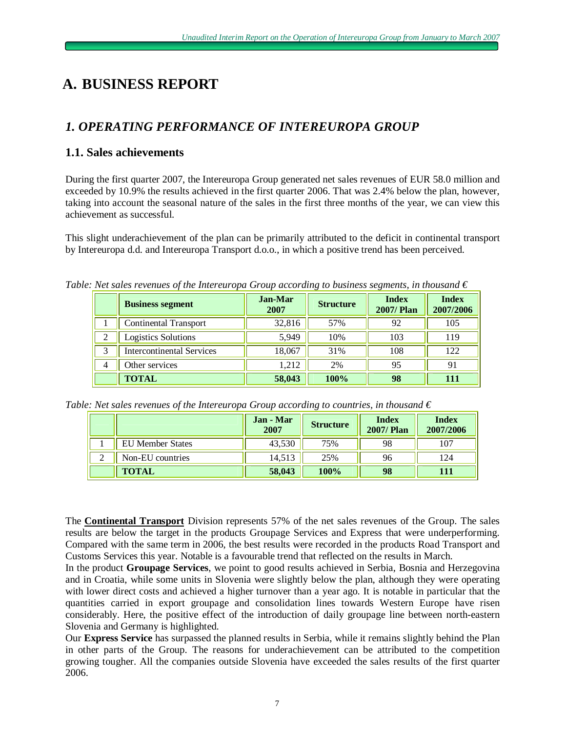# A. BUSINESS REPORT

## *1. OPERATING PERFORMANCE OF INTEREUROPA GROUP*

### 1.1. Sales achievements

During the first quarter 2007, the Intereuropa Group generated net sales revenues of EUR 58.0 million and exceeded by 10.9% the results achieved in the first quarter 2006. That was 2.4% below the plan, however, taking into account the seasonal nature of the sales in the first three months of the year, we can view this achievement as successful.

This slight underachievement of the plan can be primarily attributed to the deficit in continental transport by Intereuropa d.d. and Intereuropa Transport d.o.o., in which a positive trend has been perceived.

*Table: Net sales revenues of the Intereuropa Group according to business segments, in thousand €*

| | Business segment | Jan-Mar 2007 | Structure | Index 2007/ Plan | Index 2007/2006 |
|---|---|---|---|---|---|
| 1 | Continental Transport | 32,816 | 57% | 92 | 105 |
| 2 | Logistics Solutions | 5,949 | 10% | 103 | 119 |
| 3 | Intercontinental Services | 18,067 | 31% | 108 | 122 |
| 4 | Other services | 1,212 | 2% | 95 | 91 |
| | **TOTAL** | **58,043** | **100%** | **98** | **111** |

*Table: Net sales revenues of the Intereuropa Group according to countries, in thousand €*

| | | Jan - Mar 2007 | Structure | Index 2007/ Plan | Index 2007/2006 |
|---|---|---|---|---|---|
| 1 | EU Member States | 43,530 | 75% | 98 | 107 |
| 2 | Non-EU countries | 14,513 | 25% | 96 | 124 |
| | **TOTAL** | **58,043** | **100%** | **98** | **111** |

The **Continental Transport** Division represents 57% of the net sales revenues of the Group. The sales results are below the target in the products Groupage Services and Express that were underperforming. Compared with the same term in 2006, the best results were recorded in the products Road Transport and Customs Services this year. Notable is a favourable trend that reflected on the results in March.

In the product **Groupage Services**, we point to good results achieved in Serbia, Bosnia and Herzegovina and in Croatia, while some units in Slovenia were slightly below the plan, although they were operating with lower direct costs and achieved a higher turnover than a year ago. It is notable in particular that the quantities carried in export groupage and consolidation lines towards Western Europe have risen considerably. Here, the positive effect of the introduction of daily groupage line between north-eastern Slovenia and Germany is highlighted.

Our **Express Service** has surpassed the planned results in Serbia, while it remains slightly behind the Plan in other parts of the Group. The reasons for underachievement can be attributed to the competition growing tougher. All the companies outside Slovenia have exceeded the sales results of the first quarter 2006.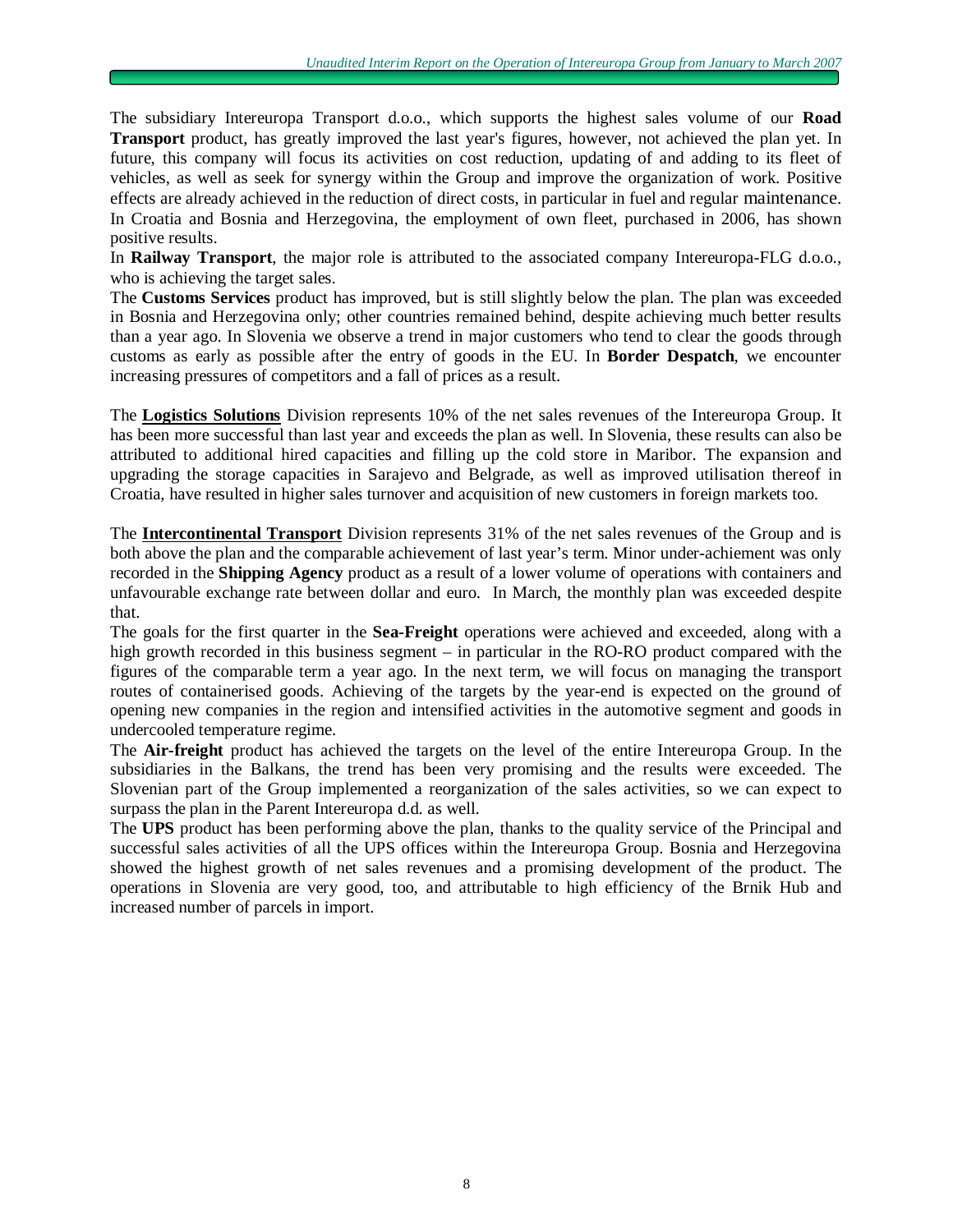The subsidiary Intereuropa Transport d.o.o., which supports the highest sales volume of our **Road Transport** product, has greatly improved the last year's figures, however, not achieved the plan yet. In future, this company will focus its activities on cost reduction, updating of and adding to its fleet of vehicles, as well as seek for synergy within the Group and improve the organization of work. Positive effects are already achieved in the reduction of direct costs, in particular in fuel and regular maintenance. In Croatia and Bosnia and Herzegovina, the employment of own fleet, purchased in 2006, has shown positive results.

In **Railway Transport**, the major role is attributed to the associated company Intereuropa-FLG d.o.o., who is achieving the target sales.

The **Customs Services** product has improved, but is still slightly below the plan. The plan was exceeded in Bosnia and Herzegovina only; other countries remained behind, despite achieving much better results than a year ago. In Slovenia we observe a trend in major customers who tend to clear the goods through customs as early as possible after the entry of goods in the EU. In **Border Despatch**, we encounter increasing pressures of competitors and a fall of prices as a result.

The **Logistics Solutions** Division represents 10% of the net sales revenues of the Intereuropa Group. It has been more successful than last year and exceeds the plan as well. In Slovenia, these results can also be attributed to additional hired capacities and filling up the cold store in Maribor. The expansion and upgrading the storage capacities in Sarajevo and Belgrade, as well as improved utilisation thereof in Croatia, have resulted in higher sales turnover and acquisition of new customers in foreign markets too.

The **Intercontinental Transport** Division represents 31% of the net sales revenues of the Group and is both above the plan and the comparable achievement of last year's term. Minor under-achiement was only recorded in the **Shipping Agency** product as a result of a lower volume of operations with containers and unfavourable exchange rate between dollar and euro. In March, the monthly plan was exceeded despite that.

The goals for the first quarter in the **Sea-Freight** operations were achieved and exceeded, along with a high growth recorded in this business segment – in particular in the RO-RO product compared with the figures of the comparable term a year ago. In the next term, we will focus on managing the transport routes of containerised goods. Achieving of the targets by the year-end is expected on the ground of opening new companies in the region and intensified activities in the automotive segment and goods in undercooled temperature regime.

The **Air-freight** product has achieved the targets on the level of the entire Intereuropa Group. In the subsidiaries in the Balkans, the trend has been very promising and the results were exceeded. The Slovenian part of the Group implemented a reorganization of the sales activities, so we can expect to surpass the plan in the Parent Intereuropa d.d. as well.

The **UPS** product has been performing above the plan, thanks to the quality service of the Principal and successful sales activities of all the UPS offices within the Intereuropa Group. Bosnia and Herzegovina showed the highest growth of net sales revenues and a promising development of the product. The operations in Slovenia are very good, too, and attributable to high efficiency of the Brnik Hub and increased number of parcels in import.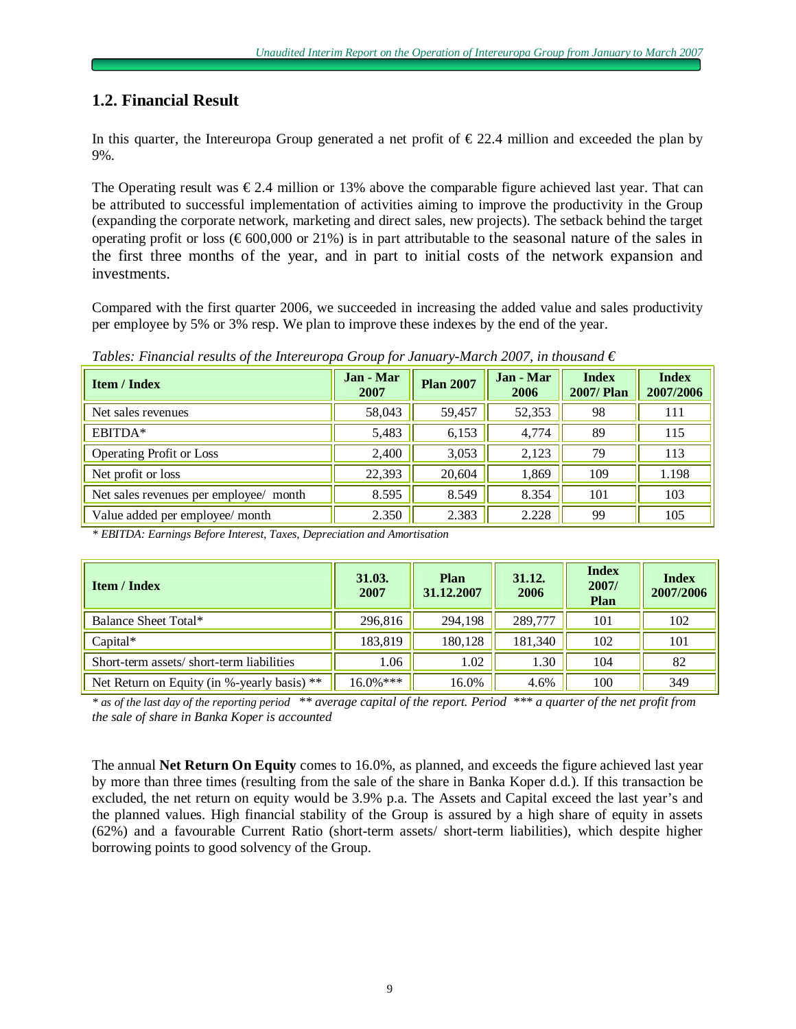## 1.2. Financial Result

In this quarter, the Intereuropa Group generated a net profit of € 22.4 million and exceeded the plan by 9%.

The Operating result was € 2.4 million or 13% above the comparable figure achieved last year. That can be attributed to successful implementation of activities aiming to improve the productivity in the Group (expanding the corporate network, marketing and direct sales, new projects). The setback behind the target operating profit or loss (€ 600,000 or 21%) is in part attributable to the seasonal nature of the sales in the first three months of the year, and in part to initial costs of the network expansion and investments.

Compared with the first quarter 2006, we succeeded in increasing the added value and sales productivity per employee by 5% or 3% resp. We plan to improve these indexes by the end of the year.

*Tables: Financial results of the Intereuropa Group for January-March 2007, in thousand €*

| Item / Index | Jan - Mar 2007 | Plan 2007 | Jan - Mar 2006 | Index 2007/ Plan | Index 2007/2006 |
|---|---|---|---|---|---|
| Net sales revenues | 58,043 | 59,457 | 52,353 | 98 | 111 |
| EBITDA* | 5,483 | 6,153 | 4,774 | 89 | 115 |
| Operating Profit or Loss | 2,400 | 3,053 | 2,123 | 79 | 113 |
| Net profit or loss | 22,393 | 20,604 | 1,869 | 109 | 1.198 |
| Net sales revenues per employee/ month | 8.595 | 8.549 | 8.354 | 101 | 103 |
| Value added per employee/ month | 2.350 | 2.383 | 2.228 | 99 | 105 |

*\* EBITDA: Earnings Before Interest, Taxes, Depreciation and Amortisation*

| Item / Index | 31.03. 2007 | Plan 31.12.2007 | 31.12. 2006 | Index 2007/ Plan | Index 2007/2006 |
|---|---|---|---|---|---|
| Balance Sheet Total* | 296,816 | 294,198 | 289,777 | 101 | 102 |
| Capital* | 183,819 | 180,128 | 181,340 | 102 | 101 |
| Short-term assets/ short-term liabilities | 1.06 | 1.02 | 1.30 | 104 | 82 |
| Net Return on Equity (in %-yearly basis) ** | 16.0%*** | 16.0% | 4.6% | 100 | 349 |

*\* as of the last day of the reporting period \*\* average capital of the report. Period \*\*\* a quarter of the net profit from the sale of share in Banka Koper is accounted*

The annual **Net Return On Equity** comes to 16.0%, as planned, and exceeds the figure achieved last year by more than three times (resulting from the sale of the share in Banka Koper d.d.). If this transaction be excluded, the net return on equity would be 3.9% p.a. The Assets and Capital exceed the last year's and the planned values. High financial stability of the Group is assured by a high share of equity in assets (62%) and a favourable Current Ratio (short-term assets/ short-term liabilities), which despite higher borrowing points to good solvency of the Group.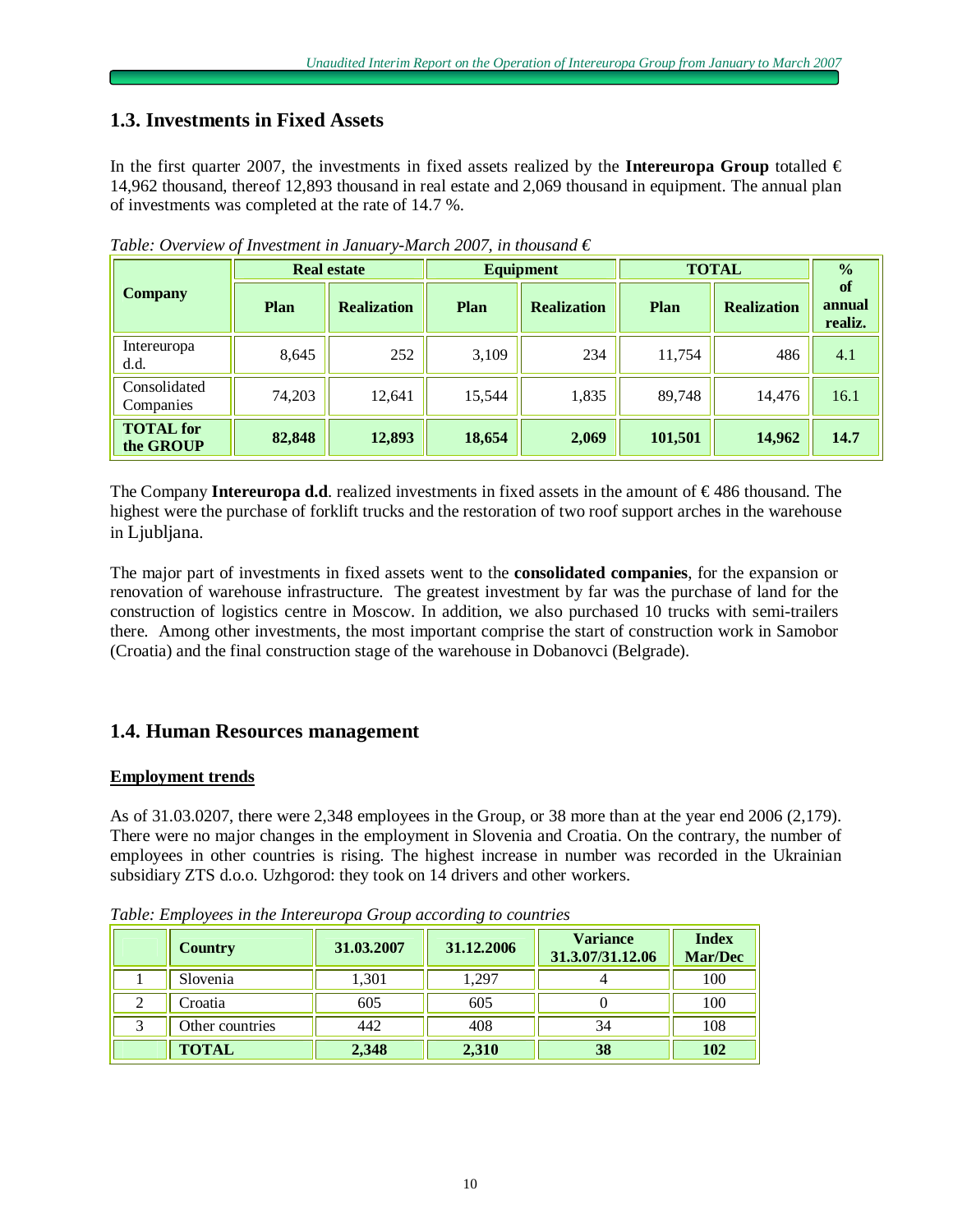## 1.3. Investments in Fixed Assets

In the first quarter 2007, the investments in fixed assets realized by the **Intereuropa Group** totalled € 14,962 thousand, thereof 12,893 thousand in real estate and 2,069 thousand in equipment. The annual plan of investments was completed at the rate of 14.7 %.

*Table: Overview of Investment in January-March 2007, in thousand €*

| Company | Real estate | | Equipment | | TOTAL | | % of annual realiz. |
|---|---|---|---|---|---|---|---|
| | Plan | Realization | Plan | Realization | Plan | Realization | |
| Intereuropa d.d. | 8,645 | 252 | 3,109 | 234 | 11,754 | 486 | 4.1 |
| Consolidated Companies | 74,203 | 12,641 | 15,544 | 1,835 | 89,748 | 14,476 | 16.1 |
| **TOTAL for the GROUP** | **82,848** | **12,893** | **18,654** | **2,069** | **101,501** | **14,962** | **14.7** |

The Company **Intereuropa d.d**. realized investments in fixed assets in the amount of € 486 thousand. The highest were the purchase of forklift trucks and the restoration of two roof support arches in the warehouse in Ljubljana.

The major part of investments in fixed assets went to the **consolidated companies**, for the expansion or renovation of warehouse infrastructure. The greatest investment by far was the purchase of land for the construction of logistics centre in Moscow. In addition, we also purchased 10 trucks with semi-trailers there. Among other investments, the most important comprise the start of construction work in Samobor (Croatia) and the final construction stage of the warehouse in Dobanovci (Belgrade).

## 1.4. Human Resources management

### <u>Employment trends</u>

As of 31.03.0207, there were 2,348 employees in the Group, or 38 more than at the year end 2006 (2,179). There were no major changes in the employment in Slovenia and Croatia. On the contrary, the number of employees in other countries is rising. The highest increase in number was recorded in the Ukrainian subsidiary ZTS d.o.o. Uzhgorod: they took on 14 drivers and other workers.

*Table: Employees in the Intereuropa Group according to countries*

| | Country | 31.03.2007 | 31.12.2006 | Variance 31.3.07/31.12.06 | Index Mar/Dec |
|---|---|---|---|---|---|
| 1 | Slovenia | 1,301 | 1,297 | 4 | 100 |
| 2 | Croatia | 605 | 605 | 0 | 100 |
| 3 | Other countries | 442 | 408 | 34 | 108 |
| | **TOTAL** | **2,348** | **2,310** | **38** | **102** |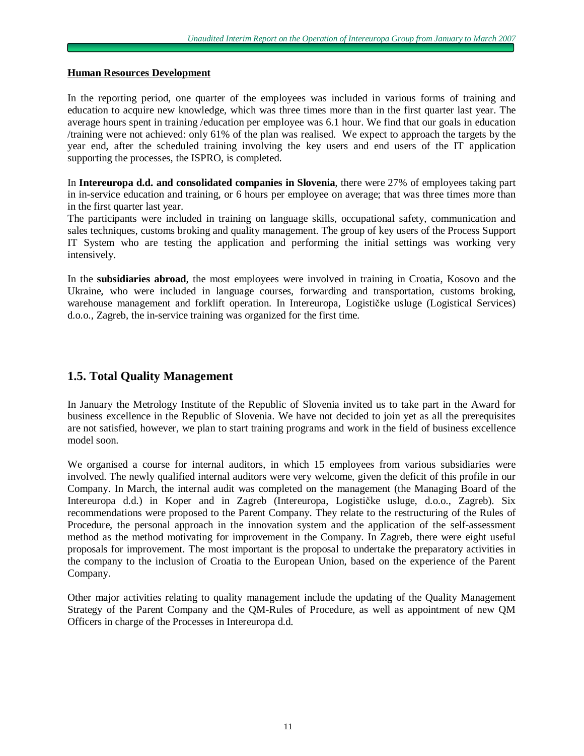**Human Resources Development**

In the reporting period, one quarter of the employees was included in various forms of training and education to acquire new knowledge, which was three times more than in the first quarter last year. The average hours spent in training /education per employee was 6.1 hour. We find that our goals in education /training were not achieved: only 61% of the plan was realised. We expect to approach the targets by the year end, after the scheduled training involving the key users and end users of the IT application supporting the processes, the ISPRO, is completed.

In **Intereuropa d.d. and consolidated companies in Slovenia**, there were 27% of employees taking part in in-service education and training, or 6 hours per employee on average; that was three times more than in the first quarter last year.
The participants were included in training on language skills, occupational safety, communication and sales techniques, customs broking and quality management. The group of key users of the Process Support IT System who are testing the application and performing the initial settings was working very intensively.

In the **subsidiaries abroad**, the most employees were involved in training in Croatia, Kosovo and the Ukraine, who were included in language courses, forwarding and transportation, customs broking, warehouse management and forklift operation. In Intereuropa, Logističke usluge (Logistical Services) d.o.o., Zagreb, the in-service training was organized for the first time.

## 1.5. Total Quality Management

In January the Metrology Institute of the Republic of Slovenia invited us to take part in the Award for business excellence in the Republic of Slovenia. We have not decided to join yet as all the prerequisites are not satisfied, however, we plan to start training programs and work in the field of business excellence model soon.

We organised a course for internal auditors, in which 15 employees from various subsidiaries were involved. The newly qualified internal auditors were very welcome, given the deficit of this profile in our Company. In March, the internal audit was completed on the management (the Managing Board of the Intereuropa d.d.) in Koper and in Zagreb (Intereuropa, Logističke usluge, d.o.o., Zagreb). Six recommendations were proposed to the Parent Company. They relate to the restructuring of the Rules of Procedure, the personal approach in the innovation system and the application of the self-assessment method as the method motivating for improvement in the Company. In Zagreb, there were eight useful proposals for improvement. The most important is the proposal to undertake the preparatory activities in the company to the inclusion of Croatia to the European Union, based on the experience of the Parent Company.

Other major activities relating to quality management include the updating of the Quality Management Strategy of the Parent Company and the QM-Rules of Procedure, as well as appointment of new QM Officers in charge of the Processes in Intereuropa d.d.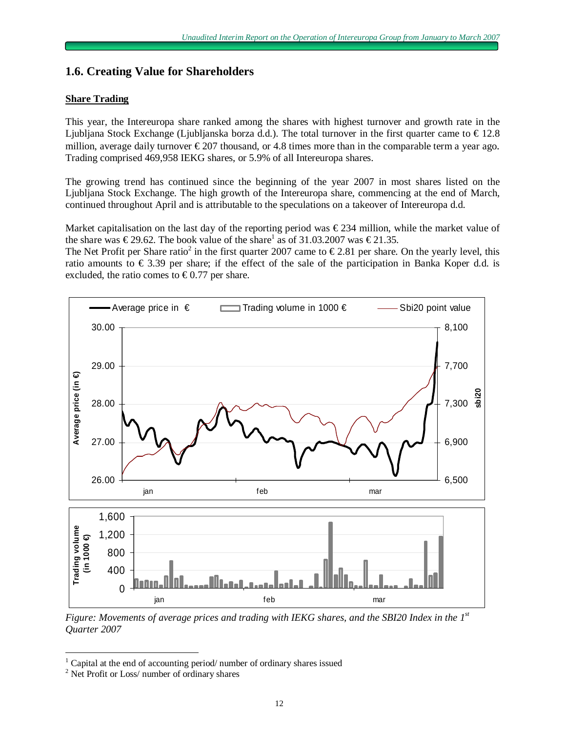## 1.6. Creating Value for Shareholders

**Share Trading**

This year, the Intereuropa share ranked among the shares with highest turnover and growth rate in the Ljubljana Stock Exchange (Ljubljanska borza d.d.). The total turnover in the first quarter came to € 12.8 million, average daily turnover € 207 thousand, or 4.8 times more than in the comparable term a year ago. Trading comprised 469,958 IEKG shares, or 5.9% of all Intereuropa shares.

The growing trend has continued since the beginning of the year 2007 in most shares listed on the Ljubljana Stock Exchange. The high growth of the Intereuropa share, commencing at the end of March, continued throughout April and is attributable to the speculations on a takeover of Intereuropa d.d.

Market capitalisation on the last day of the reporting period was € 234 million, while the market value of the share was € 29.62. The book value of the share[1] as of 31.03.2007 was € 21.35.
The Net Profit per Share ratio[2] in the first quarter 2007 came to € 2.81 per share. On the yearly level, this ratio amounts to € 3.39 per share; if the effect of the sale of the participation in Banka Koper d.d. is excluded, the ratio comes to € 0.77 per share.

*Figure: Movements of average prices and trading with IEKG shares, and the SBI20 Index in the 1st Quarter 2007*

[1] Capital at the end of accounting period/ number of ordinary shares issued
[2] Net Profit or Loss/ number of ordinary shares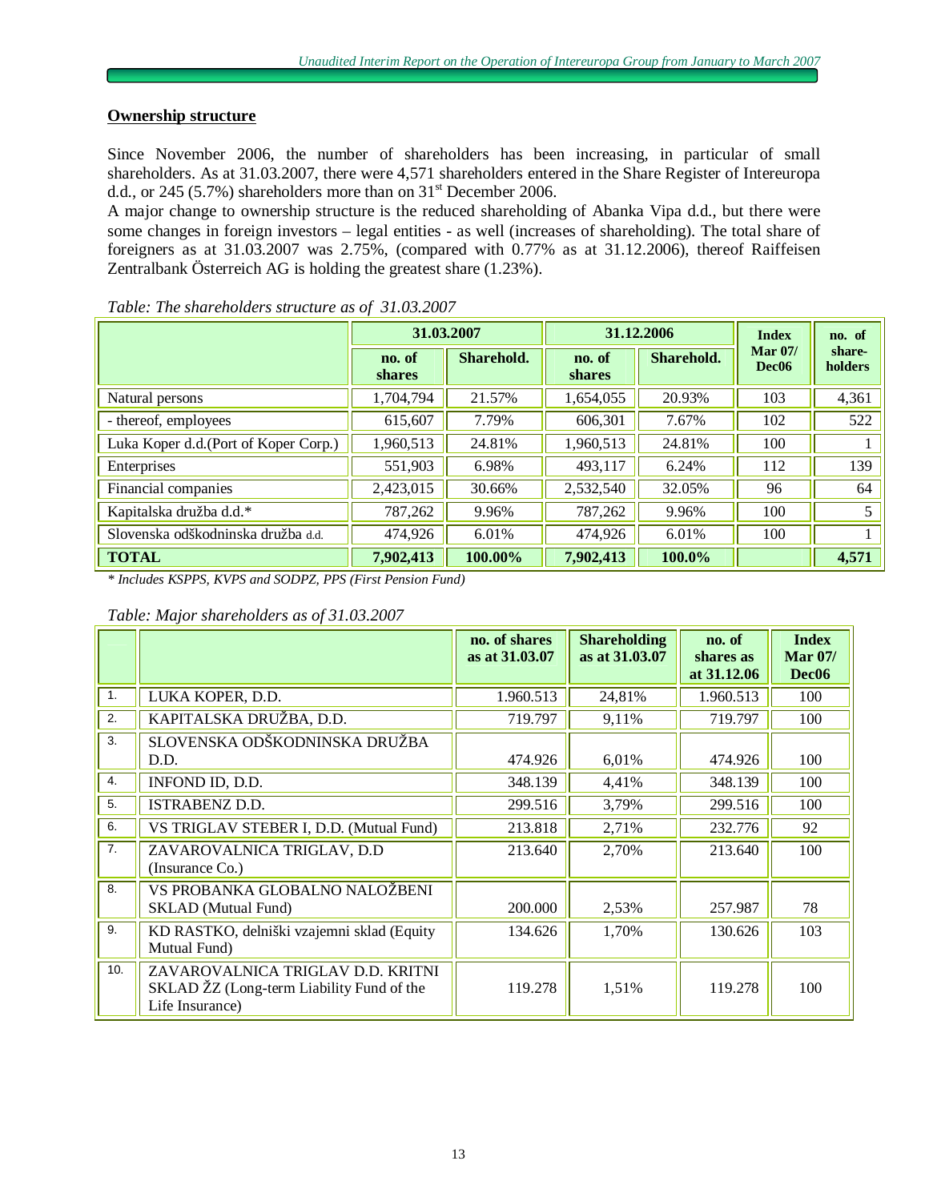## Ownership structure

Since November 2006, the number of shareholders has been increasing, in particular of small shareholders. As at 31.03.2007, there were 4,571 shareholders entered in the Share Register of Intereuropa d.d., or 245 (5.7%) shareholders more than on 31st December 2006.

A major change to ownership structure is the reduced shareholding of Abanka Vipa d.d., but there were some changes in foreign investors – legal entities - as well (increases of shareholding). The total share of foreigners as at 31.03.2007 was 2.75%, (compared with 0.77% as at 31.12.2006), thereof Raiffeisen Zentralbank Österreich AG is holding the greatest share (1.23%).

*Table: The shareholders structure as of 31.03.2007*

| | 31.03.2007 | | 31.12.2006 | | Index Mar 07/ Dec06 | no. of share-holders |
|---|---|---|---|---|---|---|
| | no. of shares | Sharehold. | no. of shares | Sharehold. | | |
| Natural persons | 1,704,794 | 21.57% | 1,654,055 | 20.93% | 103 | 4,361 |
| - thereof, employees | 615,607 | 7.79% | 606,301 | 7.67% | 102 | 522 |
| Luka Koper d.d.(Port of Koper Corp.) | 1,960,513 | 24.81% | 1,960,513 | 24.81% | 100 | 1 |
| Enterprises | 551,903 | 6.98% | 493,117 | 6.24% | 112 | 139 |
| Financial companies | 2,423,015 | 30.66% | 2,532,540 | 32.05% | 96 | 64 |
| Kapitalska družba d.d.* | 787,262 | 9.96% | 787,262 | 9.96% | 100 | 5 |
| Slovenska odškodninska družba d.d. | 474,926 | 6.01% | 474,926 | 6.01% | 100 | 1 |
| **TOTAL** | **7,902,413** | **100.00%** | **7,902,413** | **100.0%** | | **4,571** |

*\* Includes KSPPS, KVPS and SODPZ, PPS (First Pension Fund)*

*Table: Major shareholders as of 31.03.2007*

| | | no. of shares as at 31.03.07 | Shareholding as at 31.03.07 | no. of shares as at 31.12.06 | Index Mar 07/ Dec06 |
|---|---|---|---|---|---|
| 1. | LUKA KOPER, D.D. | 1.960.513 | 24,81% | 1.960.513 | 100 |
| 2. | KAPITALSKA DRUŽBA, D.D. | 719.797 | 9,11% | 719.797 | 100 |
| 3. | SLOVENSKA ODŠKODNINSKA DRUŽBA D.D. | 474.926 | 6,01% | 474.926 | 100 |
| 4. | INFOND ID, D.D. | 348.139 | 4,41% | 348.139 | 100 |
| 5. | ISTRABENZ D.D. | 299.516 | 3,79% | 299.516 | 100 |
| 6. | VS TRIGLAV STEBER I, D.D. (Mutual Fund) | 213.818 | 2,71% | 232.776 | 92 |
| 7. | ZAVAROVALNICA TRIGLAV, D.D (Insurance Co.) | 213.640 | 2,70% | 213.640 | 100 |
| 8. | VS PROBANKA GLOBALNO NALOŽBENI SKLAD (Mutual Fund) | 200.000 | 2,53% | 257.987 | 78 |
| 9. | KD RASTKO, delniški vzajemni sklad (Equity Mutual Fund) | 134.626 | 1,70% | 130.626 | 103 |
| 10. | ZAVAROVALNICA TRIGLAV D.D. KRITNI SKLAD ŽZ (Long-term Liability Fund of the Life Insurance) | 119.278 | 1,51% | 119.278 | 100 |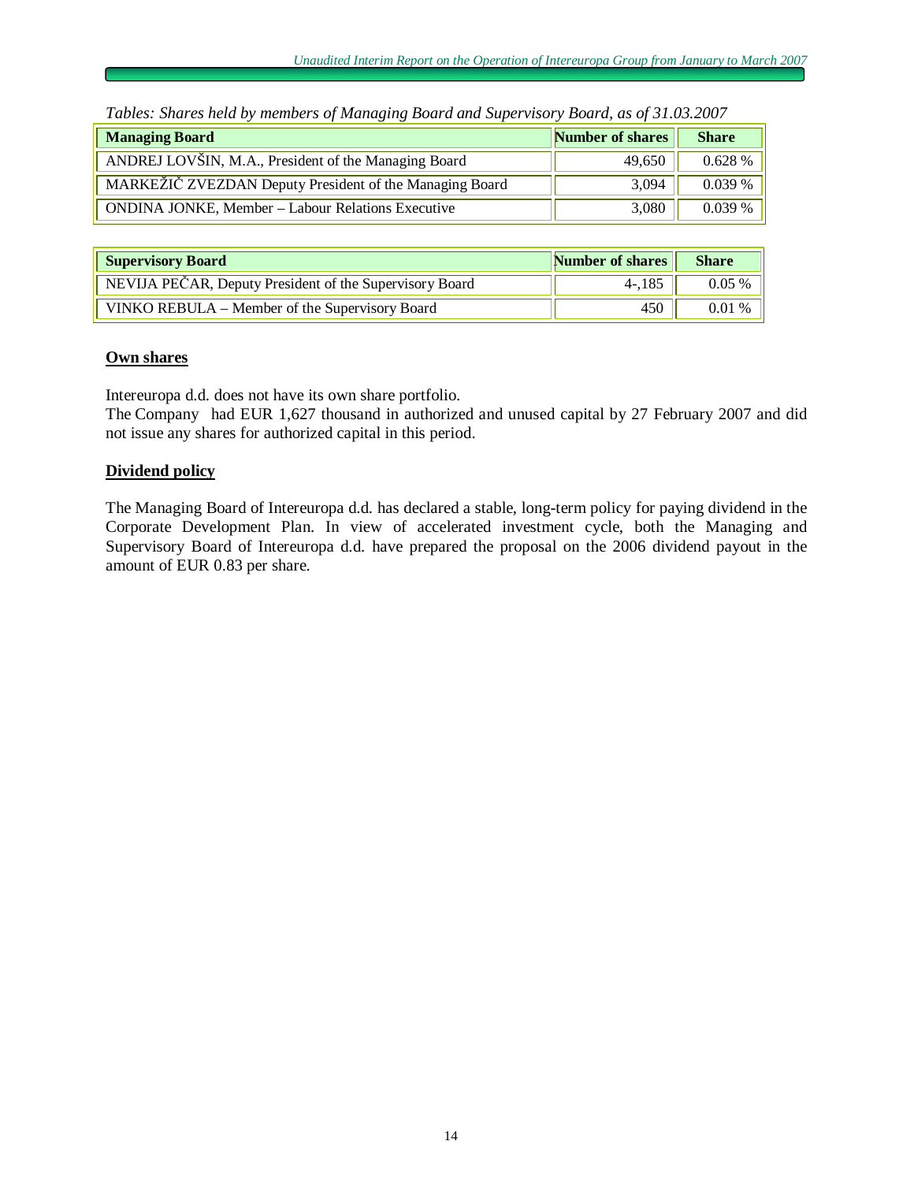*Tables: Shares held by members of Managing Board and Supervisory Board, as of 31.03.2007*

| Managing Board | Number of shares | Share |
|---|---|---|
| ANDREJ LOVŠIN, M.A., President of the Managing Board | 49,650 | 0.628 % |
| MARKEŽIČ ZVEZDAN Deputy President of the Managing Board | 3,094 | 0.039 % |
| ONDINA JONKE, Member – Labour Relations Executive | 3,080 | 0.039 % |

| Supervisory Board | Number of shares | Share |
|---|---|---|
| NEVIJA PEČAR, Deputy President of the Supervisory Board | 4-,185 | 0.05 % |
| VINKO REBULA – Member of the Supervisory Board | 450 | 0.01 % |

## Own shares

Intereuropa d.d. does not have its own share portfolio.
The Company had EUR 1,627 thousand in authorized and unused capital by 27 February 2007 and did not issue any shares for authorized capital in this period.

## Dividend policy

The Managing Board of Intereuropa d.d. has declared a stable, long-term policy for paying dividend in the Corporate Development Plan. In view of accelerated investment cycle, both the Managing and Supervisory Board of Intereuropa d.d. have prepared the proposal on the 2006 dividend payout in the amount of EUR 0.83 per share.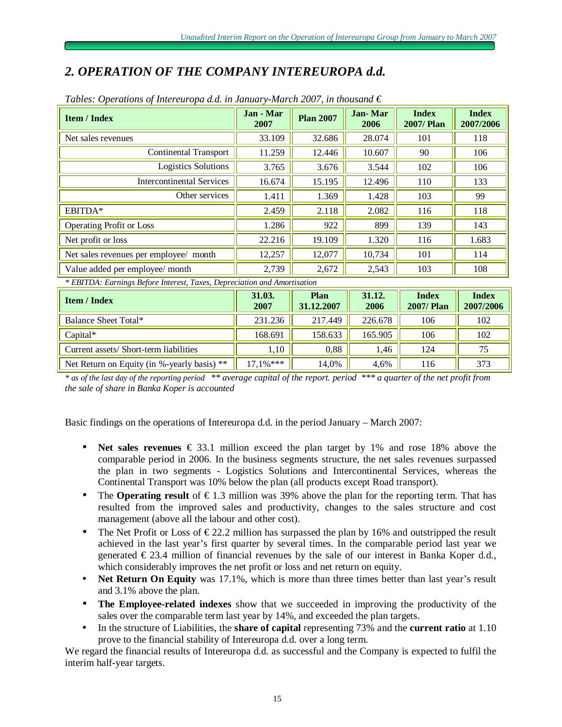## 2. OPERATION OF THE COMPANY INTEREUROPA d.d.

*Tables: Operations of Intereuropa d.d. in January-March 2007, in thousand €*

| Item / Index | Jan - Mar 2007 | Plan 2007 | Jan- Mar 2006 | Index 2007/ Plan | Index 2007/2006 |
|---|---|---|---|---|---|
| Net sales revenues | 33.109 | 32.686 | 28.074 | 101 | 118 |
| Continental Transport | 11.259 | 12.446 | 10.607 | 90 | 106 |
| Logistics Solutions | 3.765 | 3.676 | 3.544 | 102 | 106 |
| Intercontinental Services | 16.674 | 15.195 | 12.496 | 110 | 133 |
| Other services | 1.411 | 1.369 | 1.428 | 103 | 99 |
| EBITDA* | 2.459 | 2.118 | 2.082 | 116 | 118 |
| Operating Profit or Loss | 1.286 | 922 | 899 | 139 | 143 |
| Net profit or loss | 22.216 | 19.109 | 1.320 | 116 | 1.683 |
| Net sales revenues per employee/ month | 12,257 | 12,077 | 10,734 | 101 | 114 |
| Value added per employee/ month | 2,739 | 2,672 | 2,543 | 103 | 108 |

*\* EBITDA: Earnings Before Interest, Taxes, Depreciation and Amortisation*

| Item / Index | 31.03. 2007 | Plan 31.12.2007 | 31.12. 2006 | Index 2007/ Plan | Index 2007/2006 |
|---|---|---|---|---|---|
| Balance Sheet Total* | 231.236 | 217.449 | 226.678 | 106 | 102 |
| Capital* | 168.691 | 158.633 | 165.905 | 106 | 102 |
| Current assets/ Short-term liabilities | 1,10 | 0,88 | 1,46 | 124 | 75 |
| Net Return on Equity (in %-yearly basis) ** | 17,1%*** | 14,0% | 4,6% | 116 | 373 |

*\* as of the last day of the reporting period \*\* average capital of the report. period \*\*\* a quarter of the net profit from the sale of share in Banka Koper is accounted*

Basic findings on the operations of Intereuropa d.d. in the period January – March 2007:

- **Net sales revenues** € 33.1 million exceed the plan target by 1% and rose 18% above the comparable period in 2006. In the business segments structure, the net sales revenues surpassed the plan in two segments - Logistics Solutions and Intercontinental Services, whereas the Continental Transport was 10% below the plan (all products except Road transport).
- The **Operating result** of € 1.3 million was 39% above the plan for the reporting term. That has resulted from the improved sales and productivity, changes to the sales structure and cost management (above all the labour and other cost).
- The Net Profit or Loss of € 22.2 million has surpassed the plan by 16% and outstripped the result achieved in the last year's first quarter by several times. In the comparable period last year we generated € 23.4 million of financial revenues by the sale of our interest in Banka Koper d.d., which considerably improves the net profit or loss and net return on equity.
- **Net Return On Equity** was 17.1%, which is more than three times better than last year's result and 3.1% above the plan.
- **The Employee-related indexes** show that we succeeded in improving the productivity of the sales over the comparable term last year by 14%, and exceeded the plan targets.
- In the structure of Liabilities, the **share of capital** representing 73% and the **current ratio** at 1.10 prove to the financial stability of Intereuropa d.d. over a long term.

We regard the financial results of Intereuropa d.d. as successful and the Company is expected to fulfil the interim half-year targets.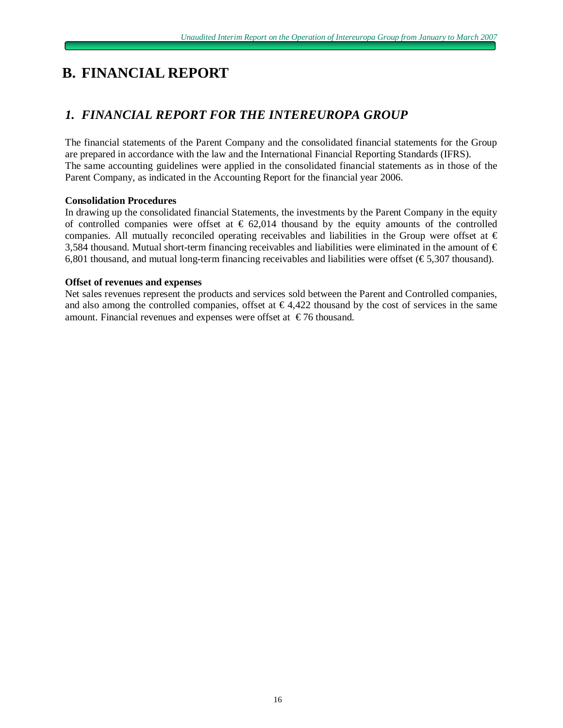# B. FINANCIAL REPORT

## *1. FINANCIAL REPORT FOR THE INTEREUROPA GROUP*

The financial statements of the Parent Company and the consolidated financial statements for the Group are prepared in accordance with the law and the International Financial Reporting Standards (IFRS).
The same accounting guidelines were applied in the consolidated financial statements as in those of the Parent Company, as indicated in the Accounting Report for the financial year 2006.

**Consolidation Procedures**
In drawing up the consolidated financial Statements, the investments by the Parent Company in the equity of controlled companies were offset at € 62,014 thousand by the equity amounts of the controlled companies. All mutually reconciled operating receivables and liabilities in the Group were offset at € 3,584 thousand. Mutual short-term financing receivables and liabilities were eliminated in the amount of € 6,801 thousand, and mutual long-term financing receivables and liabilities were offset (€ 5,307 thousand).

**Offset of revenues and expenses**
Net sales revenues represent the products and services sold between the Parent and Controlled companies, and also among the controlled companies, offset at € 4,422 thousand by the cost of services in the same amount. Financial revenues and expenses were offset at € 76 thousand.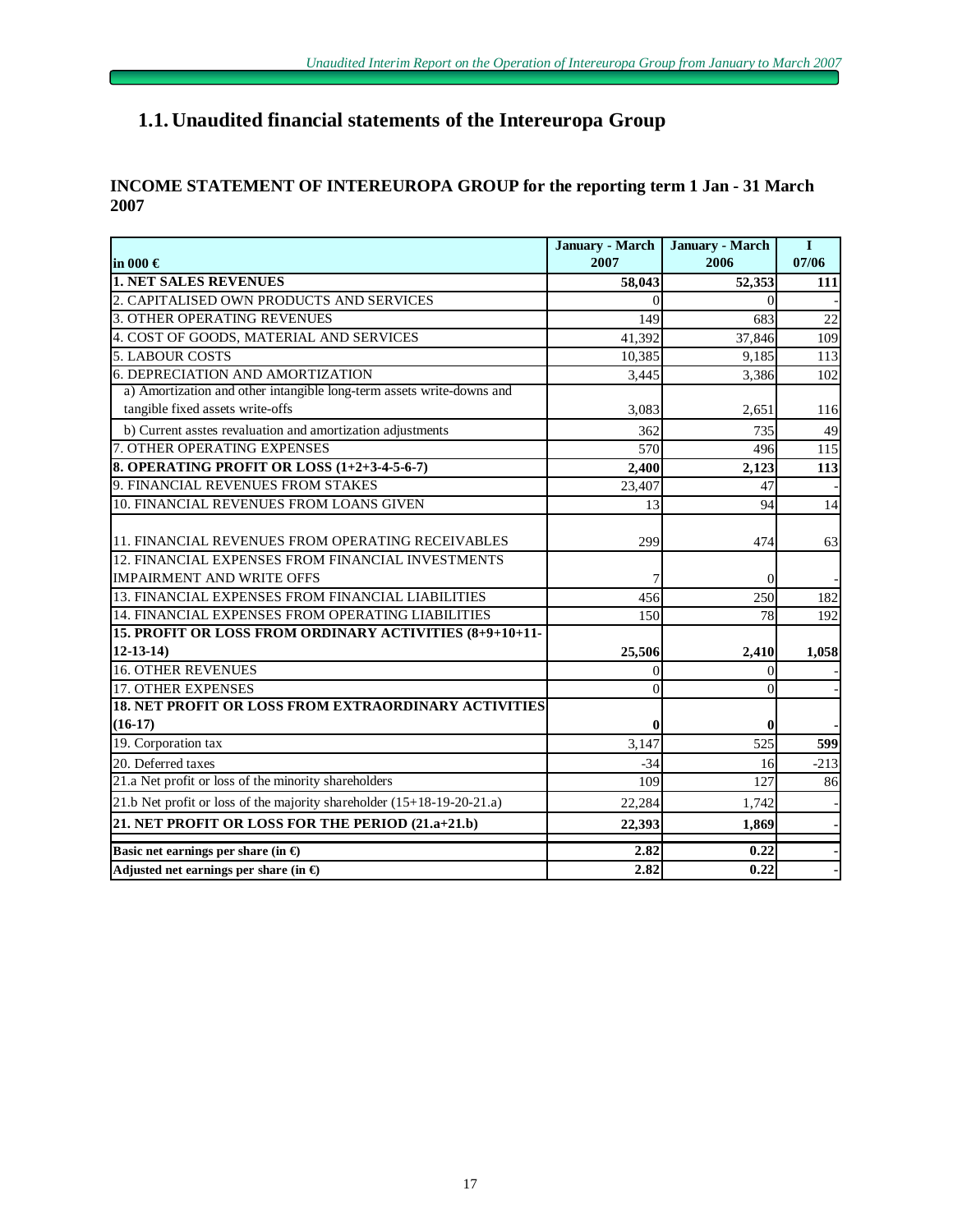# 1.1. Unaudited financial statements of the Intereuropa Group

## INCOME STATEMENT OF INTEREUROPA GROUP for the reporting term 1 Jan - 31 March 2007

| in 000 € | January - March 2007 | January - March 2006 | I 07/06 |
|---|---|---|---|
| **1. NET SALES REVENUES** | **58,043** | **52,353** | **111** |
| 2. CAPITALISED OWN PRODUCTS AND SERVICES | 0 | 0 | - |
| 3. OTHER OPERATING REVENUES | 149 | 683 | 22 |
| 4. COST OF GOODS, MATERIAL AND SERVICES | 41,392 | 37,846 | 109 |
| 5. LABOUR COSTS | 10,385 | 9,185 | 113 |
| 6. DEPRECIATION AND AMORTIZATION | 3,445 | 3,386 | 102 |
| a) Amortization and other intangible long-term assets write-downs and tangible fixed assets write-offs | 3,083 | 2,651 | 116 |
| b) Current asstes revaluation and amortization adjustments | 362 | 735 | 49 |
| 7. OTHER OPERATING EXPENSES | 570 | 496 | 115 |
| **8. OPERATING PROFIT OR LOSS (1+2+3-4-5-6-7)** | **2,400** | **2,123** | **113** |
| 9. FINANCIAL REVENUES FROM STAKES | 23,407 | 47 | - |
| 10. FINANCIAL REVENUES FROM LOANS GIVEN | 13 | 94 | 14 |
| 11. FINANCIAL REVENUES FROM OPERATING RECEIVABLES | 299 | 474 | 63 |
| 12. FINANCIAL EXPENSES FROM FINANCIAL INVESTMENTS IMPAIRMENT AND WRITE OFFS | 7 | 0 | - |
| 13. FINANCIAL EXPENSES FROM FINANCIAL LIABILITIES | 456 | 250 | 182 |
| 14. FINANCIAL EXPENSES FROM OPERATING LIABILITIES | 150 | 78 | 192 |
| **15. PROFIT OR LOSS FROM ORDINARY ACTIVITIES (8+9+10+11-12-13-14)** | **25,506** | **2,410** | **1,058** |
| 16. OTHER REVENUES | 0 | 0 | - |
| 17. OTHER EXPENSES | 0 | 0 | - |
| **18. NET PROFIT OR LOSS FROM EXTRAORDINARY ACTIVITIES (16-17)** | **0** | **0** | - |
| 19. Corporation tax | 3,147 | 525 | **599** |
| 20. Deferred taxes | -34 | 16 | -213 |
| 21.a Net profit or loss of the minority shareholders | 109 | 127 | 86 |
| 21.b Net profit or loss of the majority shareholder (15+18-19-20-21.a) | 22,284 | 1,742 | - |
| **21. NET PROFIT OR LOSS FOR THE PERIOD (21.a+21.b)** | **22,393** | **1,869** | - |
| **Basic net earnings per share (in €)** | **2.82** | **0.22** | - |
| **Adjusted net earnings per share (in €)** | **2.82** | **0.22** | - |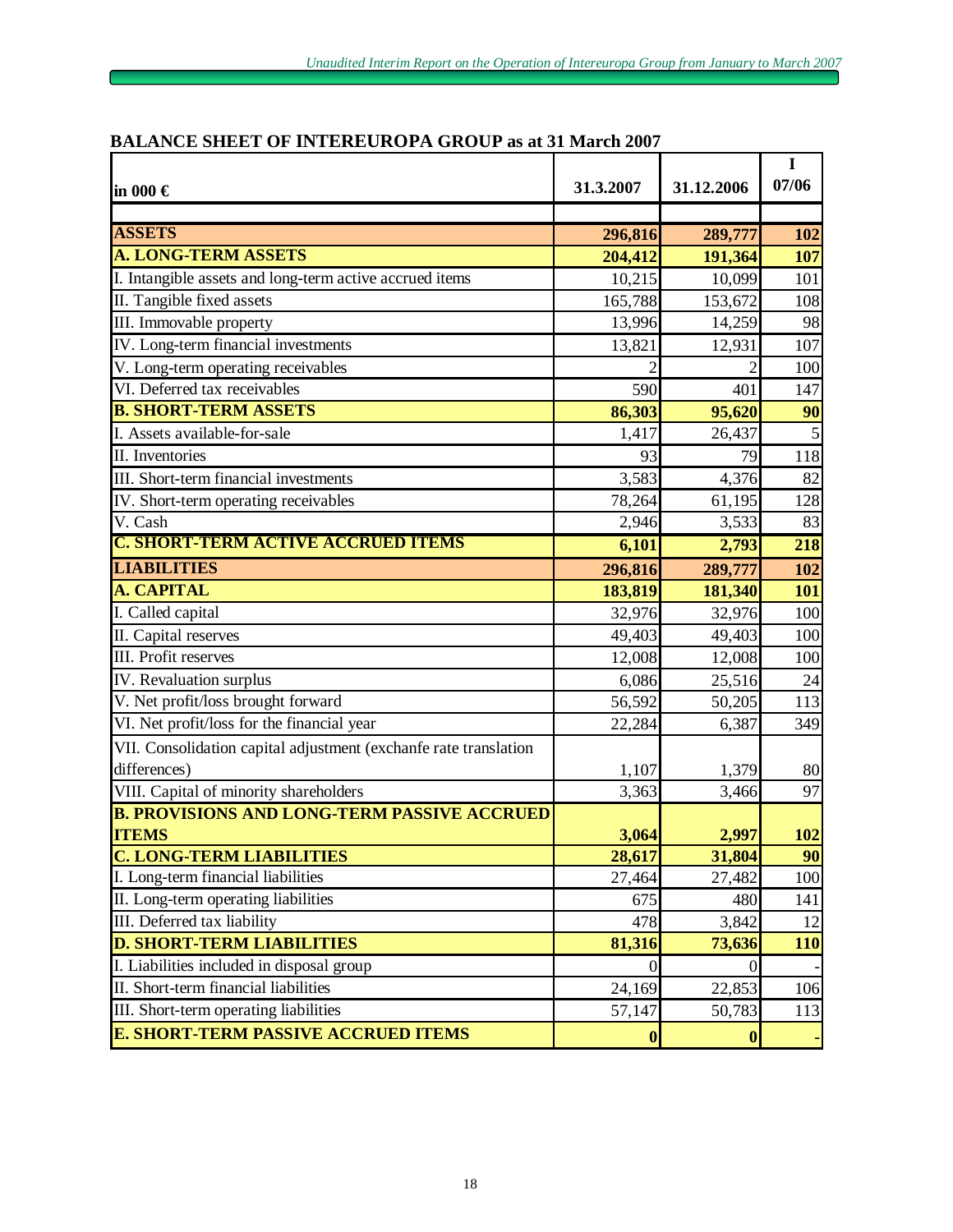## BALANCE SHEET OF INTEREUROPA GROUP as at 31 March 2007

| in 000 € | 31.3.2007 | 31.12.2006 | I 07/06 |
|---|---|---|---|
| | | | |
| **ASSETS** | **296,816** | **289,777** | **102** |
| **A. LONG-TERM ASSETS** | **204,412** | **191,364** | **107** |
| I. Intangible assets and long-term active accrued items | 10,215 | 10,099 | 101 |
| II. Tangible fixed assets | 165,788 | 153,672 | 108 |
| III. Immovable property | 13,996 | 14,259 | 98 |
| IV. Long-term financial investments | 13,821 | 12,931 | 107 |
| V. Long-term operating receivables | 2 | 2 | 100 |
| VI. Deferred tax receivables | 590 | 401 | 147 |
| **B. SHORT-TERM ASSETS** | **86,303** | **95,620** | **90** |
| I. Assets available-for-sale | 1,417 | 26,437 | 5 |
| II. Inventories | 93 | 79 | 118 |
| III. Short-term financial investments | 3,583 | 4,376 | 82 |
| IV. Short-term operating receivables | 78,264 | 61,195 | 128 |
| V. Cash | 2,946 | 3,533 | 83 |
| **C. SHORT-TERM ACTIVE ACCRUED ITEMS** | **6,101** | **2,793** | **218** |
| **LIABILITIES** | **296,816** | **289,777** | **102** |
| **A. CAPITAL** | **183,819** | **181,340** | **101** |
| I. Called capital | 32,976 | 32,976 | 100 |
| II. Capital reserves | 49,403 | 49,403 | 100 |
| III. Profit reserves | 12,008 | 12,008 | 100 |
| IV. Revaluation surplus | 6,086 | 25,516 | 24 |
| V. Net profit/loss brought forward | 56,592 | 50,205 | 113 |
| VI. Net profit/loss for the financial year | 22,284 | 6,387 | 349 |
| VII. Consolidation capital adjustment (exchanfe rate translation differences) | 1,107 | 1,379 | 80 |
| VIII. Capital of minority shareholders | 3,363 | 3,466 | 97 |
| **B. PROVISIONS AND LONG-TERM PASSIVE ACCRUED ITEMS** | **3,064** | **2,997** | **102** |
| **C. LONG-TERM LIABILITIES** | **28,617** | **31,804** | **90** |
| I. Long-term financial liabilities | 27,464 | 27,482 | 100 |
| II. Long-term operating liabilities | 675 | 480 | 141 |
| III. Deferred tax liability | 478 | 3,842 | 12 |
| **D. SHORT-TERM LIABILITIES** | **81,316** | **73,636** | **110** |
| I. Liabilities included in disposal group | 0 | 0 | - |
| II. Short-term financial liabilities | 24,169 | 22,853 | 106 |
| III. Short-term operating liabilities | 57,147 | 50,783 | 113 |
| **E. SHORT-TERM PASSIVE ACCRUED ITEMS** | **0** | **0** | **-** |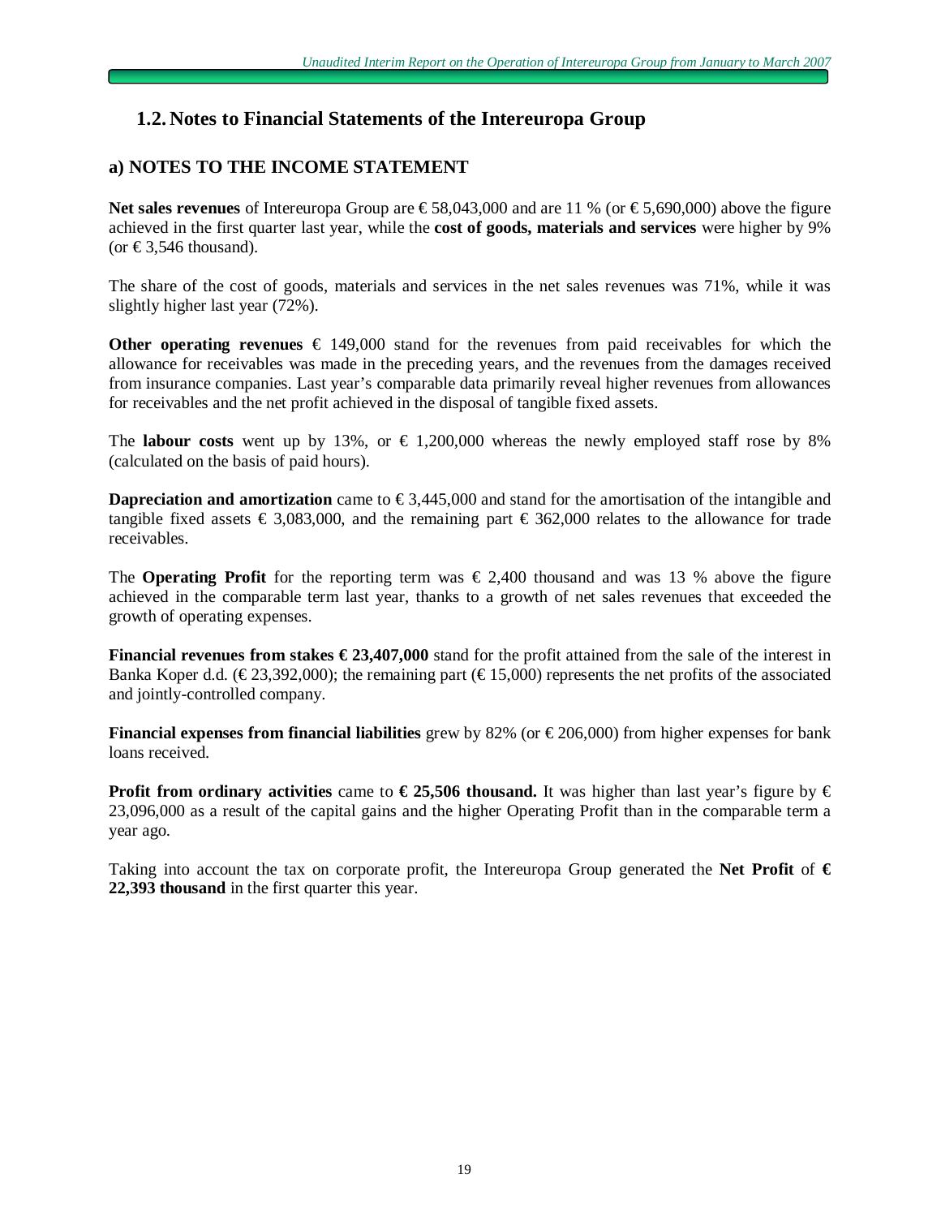## 1.2. Notes to Financial Statements of the Intereuropa Group

### a) NOTES TO THE INCOME STATEMENT

**Net sales revenues** of Intereuropa Group are € 58,043,000 and are 11 % (or € 5,690,000) above the figure achieved in the first quarter last year, while the **cost of goods, materials and services** were higher by 9% (or € 3,546 thousand).

The share of the cost of goods, materials and services in the net sales revenues was 71%, while it was slightly higher last year (72%).

**Other operating revenues** € 149,000 stand for the revenues from paid receivables for which the allowance for receivables was made in the preceding years, and the revenues from the damages received from insurance companies. Last year's comparable data primarily reveal higher revenues from allowances for receivables and the net profit achieved in the disposal of tangible fixed assets.

The **labour costs** went up by 13%, or € 1,200,000 whereas the newly employed staff rose by 8% (calculated on the basis of paid hours).

**Dapreciation and amortization** came to € 3,445,000 and stand for the amortisation of the intangible and tangible fixed assets € 3,083,000, and the remaining part € 362,000 relates to the allowance for trade receivables.

The **Operating Profit** for the reporting term was € 2,400 thousand and was 13 % above the figure achieved in the comparable term last year, thanks to a growth of net sales revenues that exceeded the growth of operating expenses.

**Financial revenues from stakes € 23,407,000** stand for the profit attained from the sale of the interest in Banka Koper d.d. (€ 23,392,000); the remaining part (€ 15,000) represents the net profits of the associated and jointly-controlled company.

**Financial expenses from financial liabilities** grew by 82% (or € 206,000) from higher expenses for bank loans received.

**Profit from ordinary activities** came to **€ 25,506 thousand.** It was higher than last year's figure by € 23,096,000 as a result of the capital gains and the higher Operating Profit than in the comparable term a year ago.

Taking into account the tax on corporate profit, the Intereuropa Group generated the **Net Profit** of **€ 22,393 thousand** in the first quarter this year.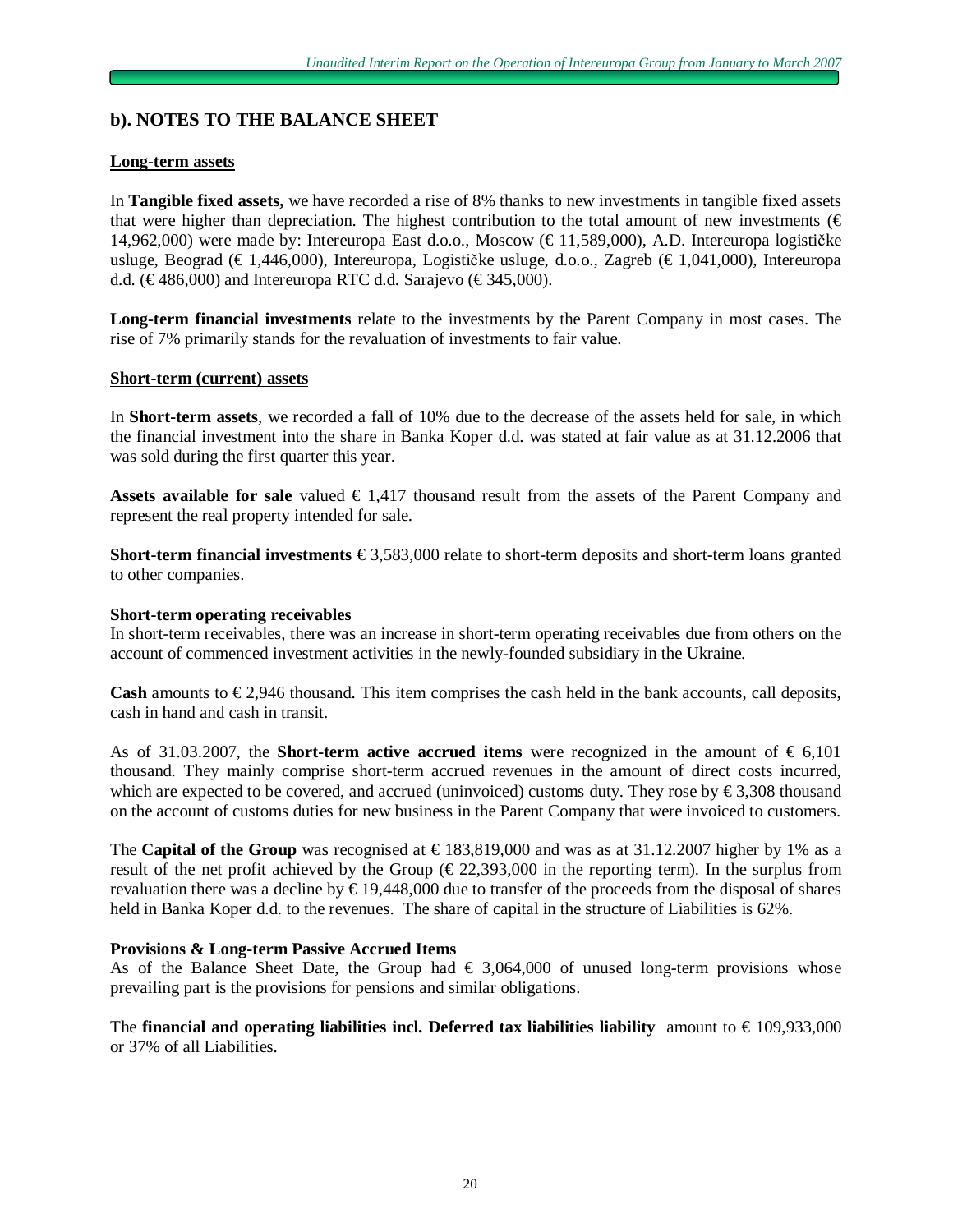## b). NOTES TO THE BALANCE SHEET

**Long-term assets**

In **Tangible fixed assets,** we have recorded a rise of 8% thanks to new investments in tangible fixed assets that were higher than depreciation. The highest contribution to the total amount of new investments (€ 14,962,000) were made by: Intereuropa East d.o.o., Moscow (€ 11,589,000), A.D. Intereuropa logističke usluge, Beograd (€ 1,446,000), Intereuropa, Logističke usluge, d.o.o., Zagreb (€ 1,041,000), Intereuropa d.d. (€ 486,000) and Intereuropa RTC d.d. Sarajevo (€ 345,000).

**Long-term financial investments** relate to the investments by the Parent Company in most cases. The rise of 7% primarily stands for the revaluation of investments to fair value.

**Short-term (current) assets**

In **Short-term assets**, we recorded a fall of 10% due to the decrease of the assets held for sale, in which the financial investment into the share in Banka Koper d.d. was stated at fair value as at 31.12.2006 that was sold during the first quarter this year.

**Assets available for sale** valued € 1,417 thousand result from the assets of the Parent Company and represent the real property intended for sale.

**Short-term financial investments** € 3,583,000 relate to short-term deposits and short-term loans granted to other companies.

**Short-term operating receivables**

In short-term receivables, there was an increase in short-term operating receivables due from others on the account of commenced investment activities in the newly-founded subsidiary in the Ukraine.

**Cash** amounts to € 2,946 thousand. This item comprises the cash held in the bank accounts, call deposits, cash in hand and cash in transit.

As of 31.03.2007, the **Short-term active accrued items** were recognized in the amount of € 6,101 thousand. They mainly comprise short-term accrued revenues in the amount of direct costs incurred, which are expected to be covered, and accrued (uninvoiced) customs duty. They rose by € 3,308 thousand on the account of customs duties for new business in the Parent Company that were invoiced to customers.

The **Capital of the Group** was recognised at € 183,819,000 and was as at 31.12.2007 higher by 1% as a result of the net profit achieved by the Group (€ 22,393,000 in the reporting term). In the surplus from revaluation there was a decline by € 19,448,000 due to transfer of the proceeds from the disposal of shares held in Banka Koper d.d. to the revenues. The share of capital in the structure of Liabilities is 62%.

**Provisions & Long-term Passive Accrued Items**

As of the Balance Sheet Date, the Group had € 3,064,000 of unused long-term provisions whose prevailing part is the provisions for pensions and similar obligations.

The **financial and operating liabilities incl. Deferred tax liabilities liability** amount to € 109,933,000 or 37% of all Liabilities.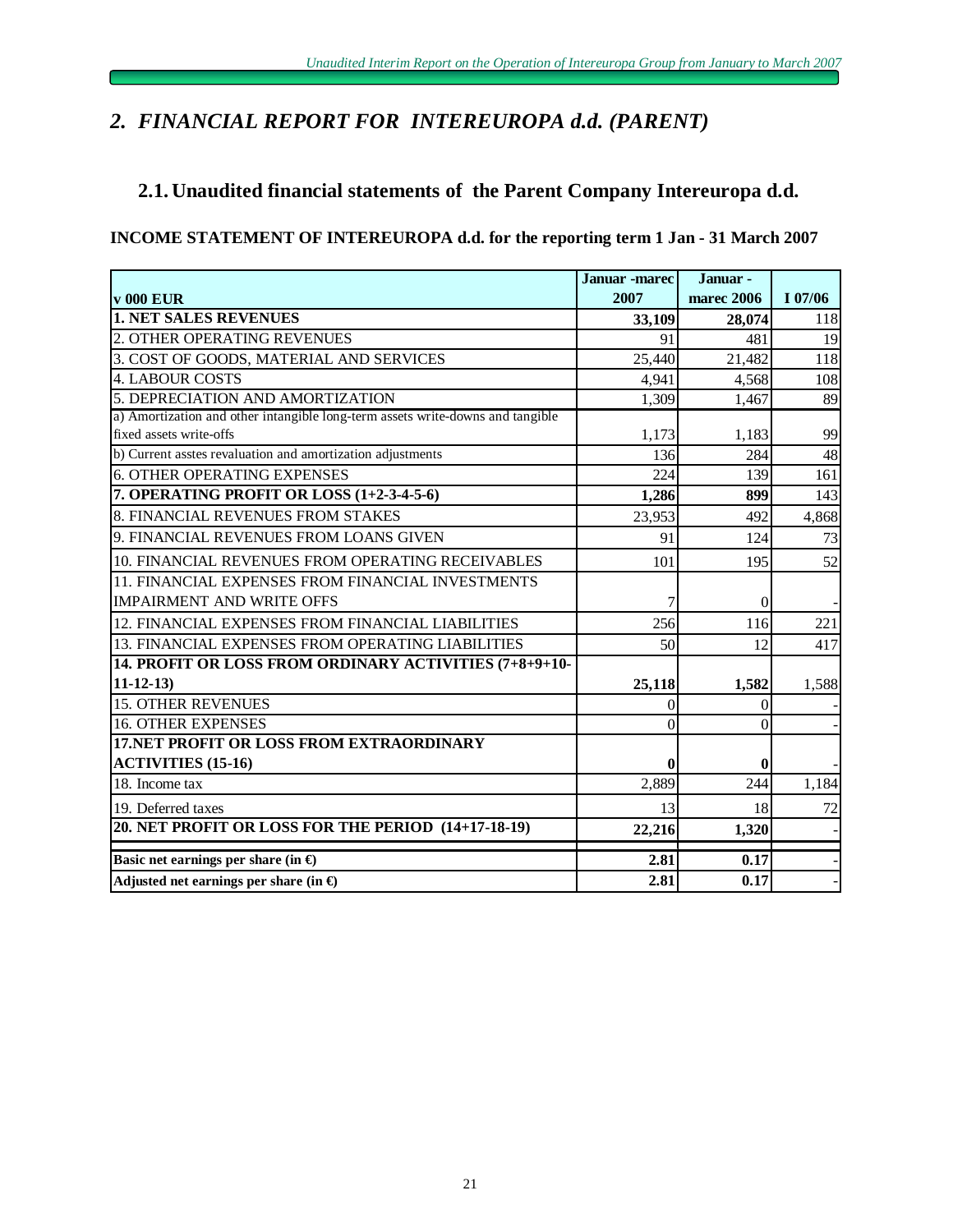## *2. FINANCIAL REPORT FOR INTEREUROPA d.d. (PARENT)*

### 2.1. Unaudited financial statements of the Parent Company Intereuropa d.d.

**INCOME STATEMENT OF INTEREUROPA d.d. for the reporting term 1 Jan - 31 March 2007**

| v 000 EUR | Januar -marec 2007 | Januar - marec 2006 | I 07/06 |
|---|---|---|---|
| **1. NET SALES REVENUES** | **33,109** | **28,074** | 118 |
| 2. OTHER OPERATING REVENUES | 91 | 481 | 19 |
| 3. COST OF GOODS, MATERIAL AND SERVICES | 25,440 | 21,482 | 118 |
| 4. LABOUR COSTS | 4,941 | 4,568 | 108 |
| 5. DEPRECIATION AND AMORTIZATION | 1,309 | 1,467 | 89 |
| a) Amortization and other intangible long-term assets write-downs and tangible fixed assets write-offs | 1,173 | 1,183 | 99 |
| b) Current asstes revaluation and amortization adjustments | 136 | 284 | 48 |
| 6. OTHER OPERATING EXPENSES | 224 | 139 | 161 |
| **7. OPERATING PROFIT OR LOSS (1+2-3-4-5-6)** | **1,286** | **899** | 143 |
| 8. FINANCIAL REVENUES FROM STAKES | 23,953 | 492 | 4,868 |
| 9. FINANCIAL REVENUES FROM LOANS GIVEN | 91 | 124 | 73 |
| 10. FINANCIAL REVENUES FROM OPERATING RECEIVABLES | 101 | 195 | 52 |
| 11. FINANCIAL EXPENSES FROM FINANCIAL INVESTMENTS IMPAIRMENT AND WRITE OFFS | 7 | 0 | - |
| 12. FINANCIAL EXPENSES FROM FINANCIAL LIABILITIES | 256 | 116 | 221 |
| 13. FINANCIAL EXPENSES FROM OPERATING LIABILITIES | 50 | 12 | 417 |
| **14. PROFIT OR LOSS FROM ORDINARY ACTIVITIES (7+8+9+10-11-12-13)** | **25,118** | **1,582** | 1,588 |
| 15. OTHER REVENUES | 0 | 0 | - |
| 16. OTHER EXPENSES | 0 | 0 | - |
| **17.NET PROFIT OR LOSS FROM EXTRAORDINARY ACTIVITIES (15-16)** | **0** | **0** | - |
| 18. Income tax | 2,889 | 244 | 1,184 |
| 19. Deferred taxes | 13 | 18 | 72 |
| **20. NET PROFIT OR LOSS FOR THE PERIOD (14+17-18-19)** | **22,216** | **1,320** | - |
| **Basic net earnings per share (in €)** | **2.81** | **0.17** | - |
| **Adjusted net earnings per share (in €)** | **2.81** | **0.17** | - |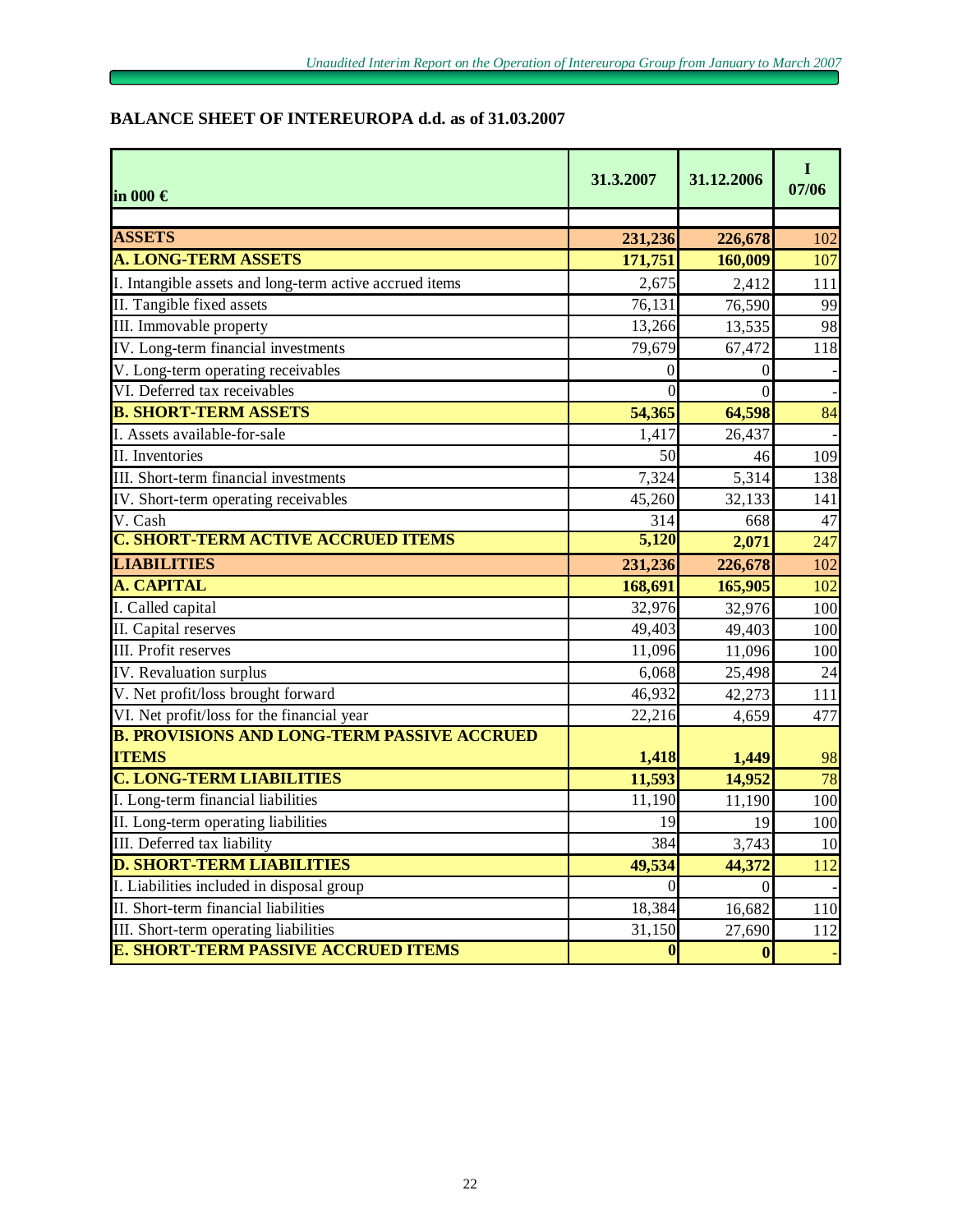## BALANCE SHEET OF INTEREUROPA d.d. as of 31.03.2007

| in 000 € | 31.3.2007 | 31.12.2006 | I 07/06 |
|---|---|---|---|
| **ASSETS** | **231,236** | **226,678** | 102 |
| **A. LONG-TERM ASSETS** | **171,751** | **160,009** | 107 |
| I. Intangible assets and long-term active accrued items | 2,675 | 2,412 | 111 |
| II. Tangible fixed assets | 76,131 | 76,590 | 99 |
| III. Immovable property | 13,266 | 13,535 | 98 |
| IV. Long-term financial investments | 79,679 | 67,472 | 118 |
| V. Long-term operating receivables | 0 | 0 | - |
| VI. Deferred tax receivables | 0 | 0 | - |
| **B. SHORT-TERM ASSETS** | **54,365** | **64,598** | 84 |
| I. Assets available-for-sale | 1,417 | 26,437 | - |
| II. Inventories | 50 | 46 | 109 |
| III. Short-term financial investments | 7,324 | 5,314 | 138 |
| IV. Short-term operating receivables | 45,260 | 32,133 | 141 |
| V. Cash | 314 | 668 | 47 |
| **C. SHORT-TERM ACTIVE ACCRUED ITEMS** | **5,120** | **2,071** | 247 |
| **LIABILITIES** | **231,236** | **226,678** | 102 |
| **A. CAPITAL** | **168,691** | **165,905** | 102 |
| I. Called capital | 32,976 | 32,976 | 100 |
| II. Capital reserves | 49,403 | 49,403 | 100 |
| III. Profit reserves | 11,096 | 11,096 | 100 |
| IV. Revaluation surplus | 6,068 | 25,498 | 24 |
| V. Net profit/loss brought forward | 46,932 | 42,273 | 111 |
| VI. Net profit/loss for the financial year | 22,216 | 4,659 | 477 |
| **B. PROVISIONS AND LONG-TERM PASSIVE ACCRUED ITEMS** | **1,418** | **1,449** | 98 |
| **C. LONG-TERM LIABILITIES** | **11,593** | **14,952** | 78 |
| I. Long-term financial liabilities | 11,190 | 11,190 | 100 |
| II. Long-term operating liabilities | 19 | 19 | 100 |
| III. Deferred tax liability | 384 | 3,743 | 10 |
| **D. SHORT-TERM LIABILITIES** | **49,534** | **44,372** | 112 |
| I. Liabilities included in disposal group | 0 | 0 | - |
| II. Short-term financial liabilities | 18,384 | 16,682 | 110 |
| III. Short-term operating liabilities | 31,150 | 27,690 | 112 |
| **E. SHORT-TERM PASSIVE ACCRUED ITEMS** | **0** | **0** | - |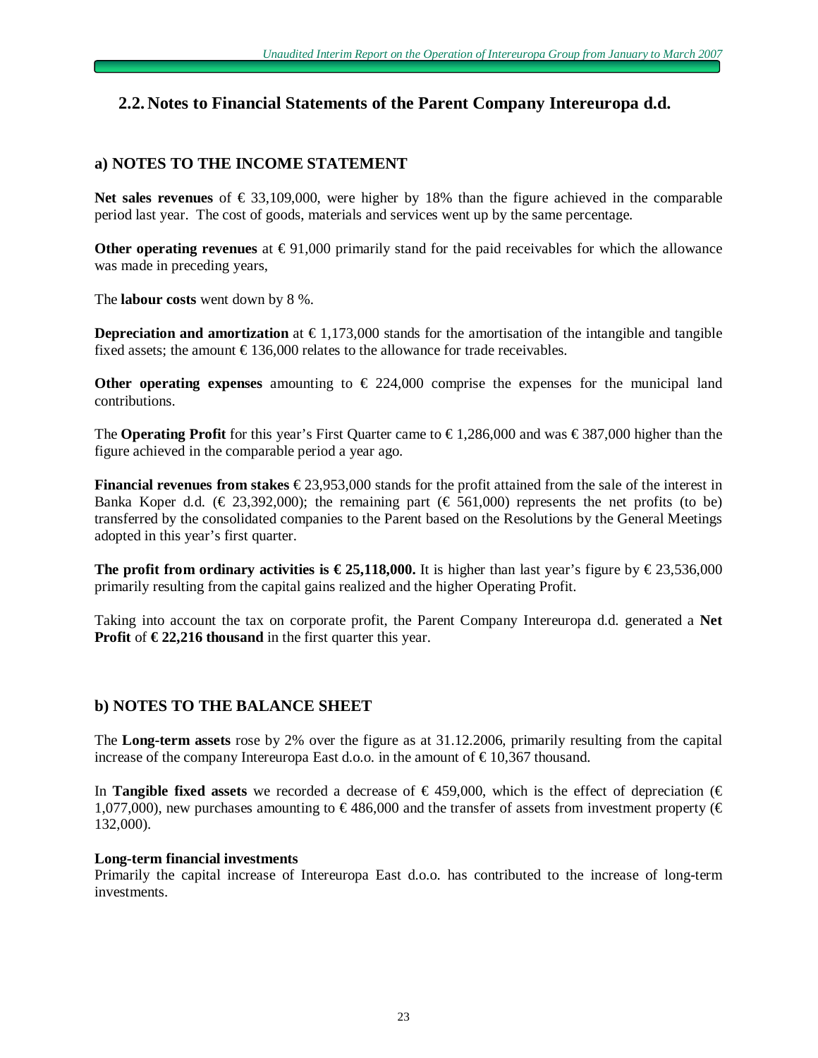## 2.2. Notes to Financial Statements of the Parent Company Intereuropa d.d.

### a) NOTES TO THE INCOME STATEMENT

**Net sales revenues** of € 33,109,000, were higher by 18% than the figure achieved in the comparable period last year. The cost of goods, materials and services went up by the same percentage.

**Other operating revenues** at € 91,000 primarily stand for the paid receivables for which the allowance was made in preceding years,

The **labour costs** went down by 8 %.

**Depreciation and amortization** at € 1,173,000 stands for the amortisation of the intangible and tangible fixed assets; the amount € 136,000 relates to the allowance for trade receivables.

**Other operating expenses** amounting to € 224,000 comprise the expenses for the municipal land contributions.

The **Operating Profit** for this year's First Quarter came to € 1,286,000 and was € 387,000 higher than the figure achieved in the comparable period a year ago.

**Financial revenues from stakes** € 23,953,000 stands for the profit attained from the sale of the interest in Banka Koper d.d. (€ 23,392,000); the remaining part (€ 561,000) represents the net profits (to be) transferred by the consolidated companies to the Parent based on the Resolutions by the General Meetings adopted in this year's first quarter.

**The profit from ordinary activities is € 25,118,000.** It is higher than last year's figure by € 23,536,000 primarily resulting from the capital gains realized and the higher Operating Profit.

Taking into account the tax on corporate profit, the Parent Company Intereuropa d.d. generated a **Net Profit** of **€ 22,216 thousand** in the first quarter this year.

### b) NOTES TO THE BALANCE SHEET

The **Long-term assets** rose by 2% over the figure as at 31.12.2006, primarily resulting from the capital increase of the company Intereuropa East d.o.o. in the amount of € 10,367 thousand.

In **Tangible fixed assets** we recorded a decrease of € 459,000, which is the effect of depreciation (€ 1,077,000), new purchases amounting to € 486,000 and the transfer of assets from investment property (€ 132,000).

**Long-term financial investments**

Primarily the capital increase of Intereuropa East d.o.o. has contributed to the increase of long-term investments.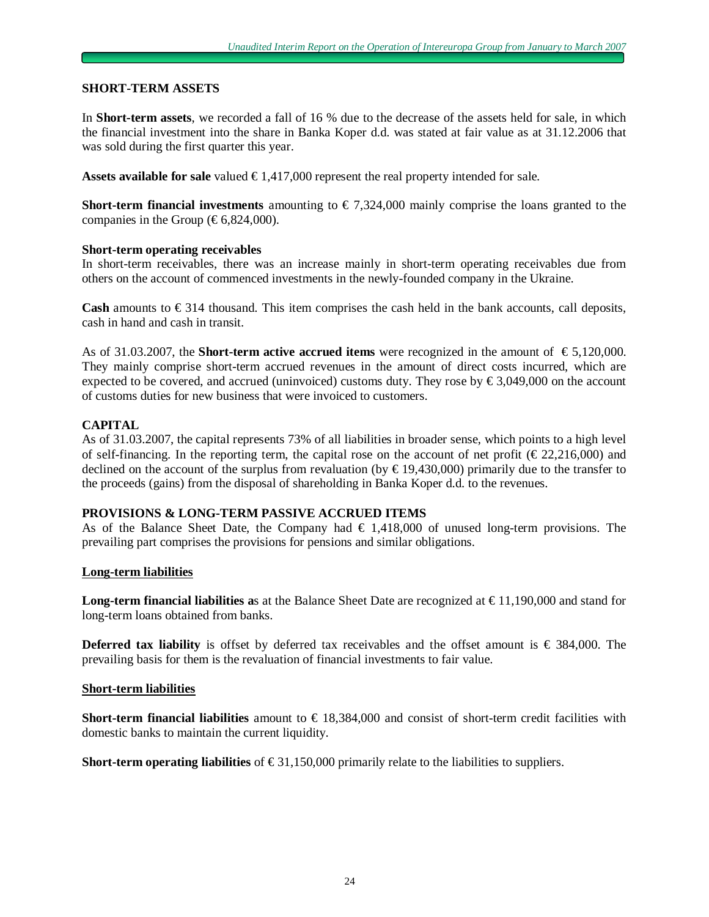## SHORT-TERM ASSETS

In **Short-term assets**, we recorded a fall of 16 % due to the decrease of the assets held for sale, in which the financial investment into the share in Banka Koper d.d. was stated at fair value as at 31.12.2006 that was sold during the first quarter this year.

**Assets available for sale** valued € 1,417,000 represent the real property intended for sale.

**Short-term financial investments** amounting to € 7,324,000 mainly comprise the loans granted to the companies in the Group (€ 6,824,000).

**Short-term operating receivables**
In short-term receivables, there was an increase mainly in short-term operating receivables due from others on the account of commenced investments in the newly-founded company in the Ukraine.

**Cash** amounts to € 314 thousand. This item comprises the cash held in the bank accounts, call deposits, cash in hand and cash in transit.

As of 31.03.2007, the **Short-term active accrued items** were recognized in the amount of € 5,120,000. They mainly comprise short-term accrued revenues in the amount of direct costs incurred, which are expected to be covered, and accrued (uninvoiced) customs duty. They rose by € 3,049,000 on the account of customs duties for new business that were invoiced to customers.

## CAPITAL

As of 31.03.2007, the capital represents 73% of all liabilities in broader sense, which points to a high level of self-financing. In the reporting term, the capital rose on the account of net profit (€ 22,216,000) and declined on the account of the surplus from revaluation (by € 19,430,000) primarily due to the transfer to the proceeds (gains) from the disposal of shareholding in Banka Koper d.d. to the revenues.

## PROVISIONS & LONG-TERM PASSIVE ACCRUED ITEMS

As of the Balance Sheet Date, the Company had € 1,418,000 of unused long-term provisions. The prevailing part comprises the provisions for pensions and similar obligations.

### Long-term liabilities

**Long-term financial liabilities a**s at the Balance Sheet Date are recognized at € 11,190,000 and stand for long-term loans obtained from banks.

**Deferred tax liability** is offset by deferred tax receivables and the offset amount is € 384,000. The prevailing basis for them is the revaluation of financial investments to fair value.

### Short-term liabilities

**Short-term financial liabilities** amount to € 18,384,000 and consist of short-term credit facilities with domestic banks to maintain the current liquidity.

**Short-term operating liabilities** of € 31,150,000 primarily relate to the liabilities to suppliers.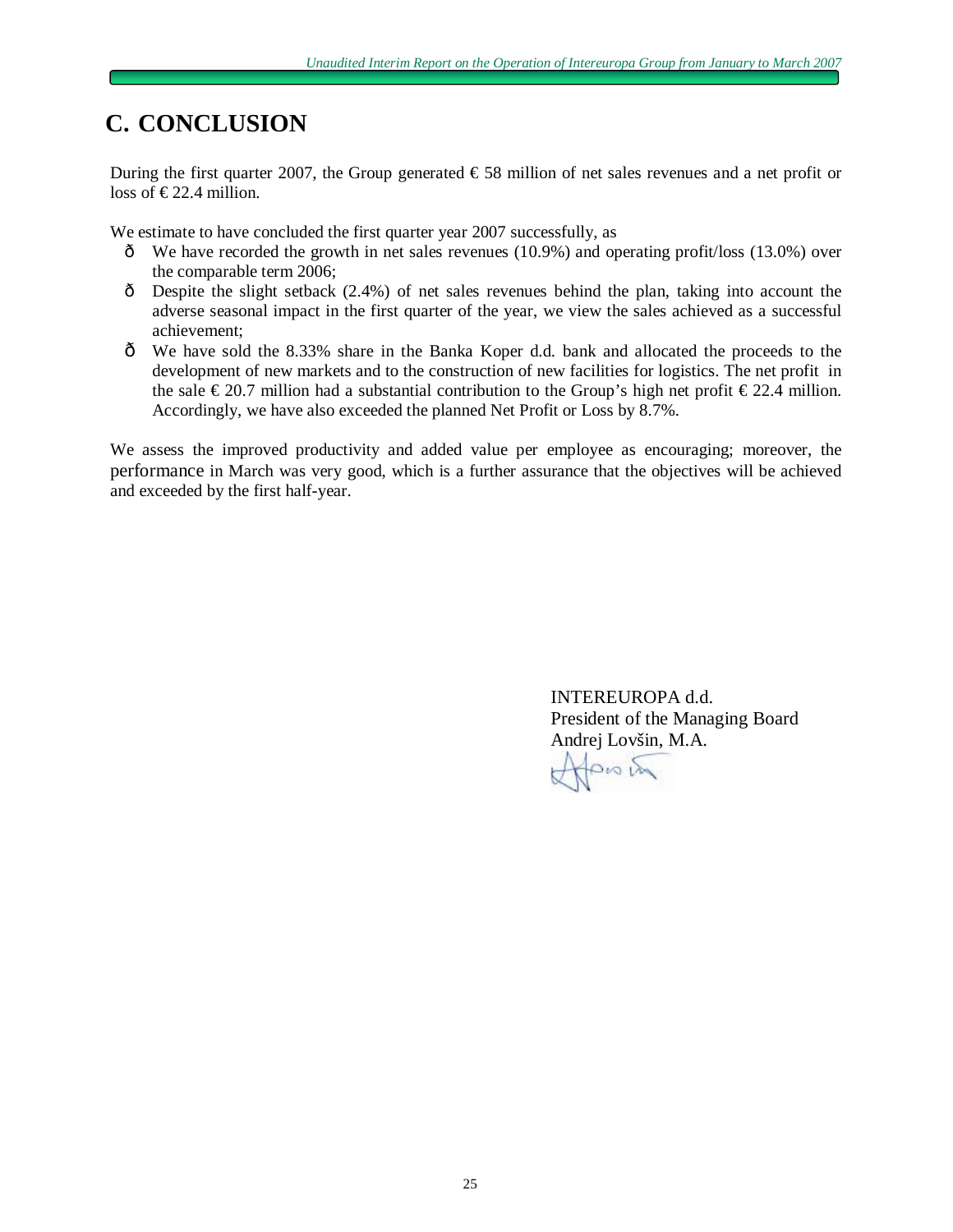## C. CONCLUSION

During the first quarter 2007, the Group generated € 58 million of net sales revenues and a net profit or loss of € 22.4 million.

We estimate to have concluded the first quarter year 2007 successfully, as

- We have recorded the growth in net sales revenues (10.9%) and operating profit/loss (13.0%) over the comparable term 2006;
- Despite the slight setback (2.4%) of net sales revenues behind the plan, taking into account the adverse seasonal impact in the first quarter of the year, we view the sales achieved as a successful achievement;
- We have sold the 8.33% share in the Banka Koper d.d. bank and allocated the proceeds to the development of new markets and to the construction of new facilities for logistics. The net profit in the sale € 20.7 million had a substantial contribution to the Group's high net profit € 22.4 million. Accordingly, we have also exceeded the planned Net Profit or Loss by 8.7%.

We assess the improved productivity and added value per employee as encouraging; moreover, the performance in March was very good, which is a further assurance that the objectives will be achieved and exceeded by the first half-year.

INTEREUROPA d.d.
President of the Managing Board
Andrej Lovšin, M.A.